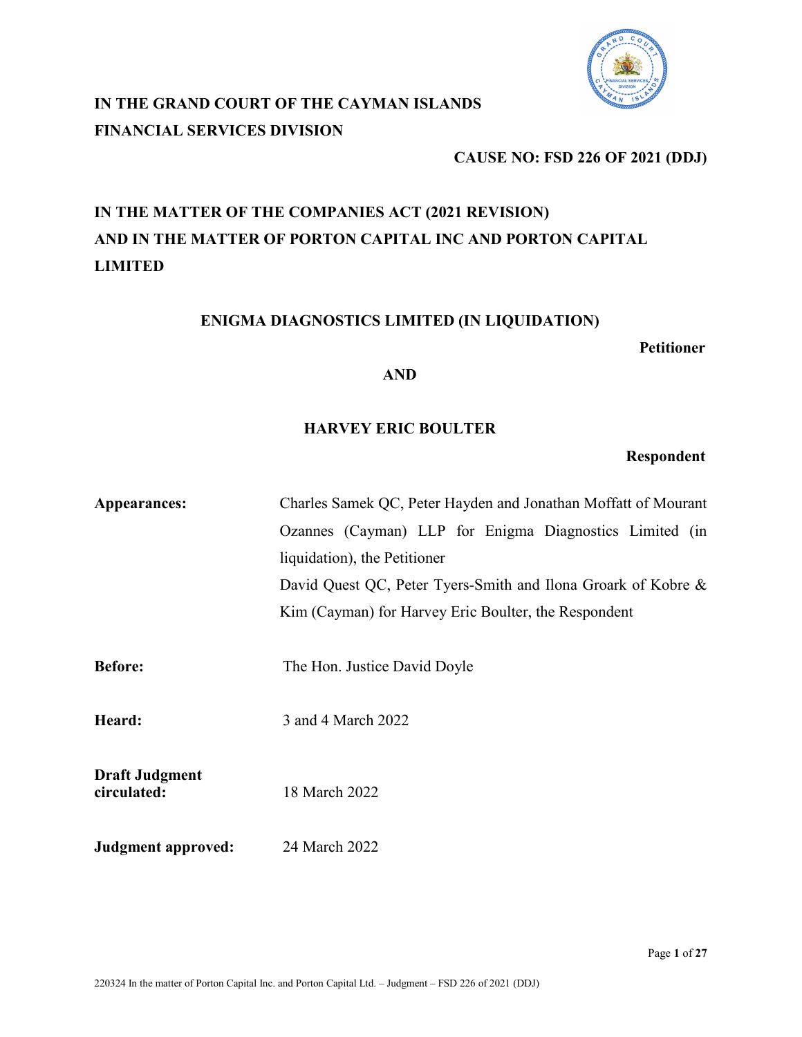**IN THE GRAND COURT OF THE CAYMAN ISLANDS**
**FINANCIAL SERVICES DIVISION**

**CAUSE NO: FSD 226 OF 2021 (DDJ)**

**IN THE MATTER OF THE COMPANIES ACT (2021 REVISION)**
**AND IN THE MATTER OF PORTON CAPITAL INC AND PORTON CAPITAL LIMITED**

**ENIGMA DIAGNOSTICS LIMITED (IN LIQUIDATION)**

**Petitioner**

**AND**

**HARVEY ERIC BOULTER**

**Respondent**

| | |
|---|---|
| **Appearances:** | Charles Samek QC, Peter Hayden and Jonathan Moffatt of Mourant Ozannes (Cayman) LLP for Enigma Diagnostics Limited (in liquidation), the Petitioner<br>David Quest QC, Peter Tyers-Smith and Ilona Groark of Kobre & Kim (Cayman) for Harvey Eric Boulter, the Respondent |
| **Before:** | The Hon. Justice David Doyle |
| **Heard:** | 3 and 4 March 2022 |
| **Draft Judgment circulated:** | 18 March 2022 |
| **Judgment approved:** | 24 March 2022 |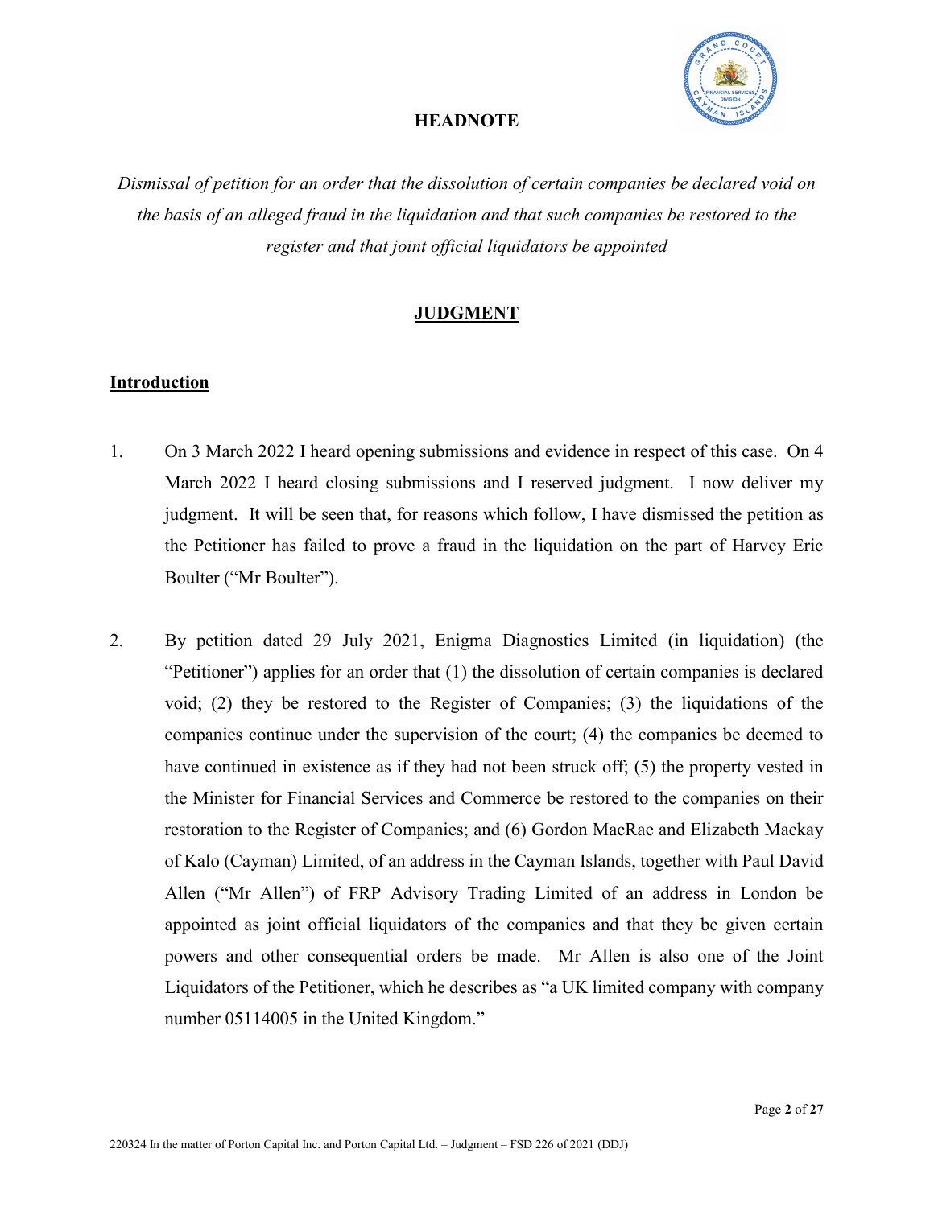**HEADNOTE**

*Dismissal of petition for an order that the dissolution of certain companies be declared void on the basis of an alleged fraud in the liquidation and that such companies be restored to the register and that joint official liquidators be appointed*

## JUDGMENT

### Introduction

1. On 3 March 2022 I heard opening submissions and evidence in respect of this case. On 4 March 2022 I heard closing submissions and I reserved judgment. I now deliver my judgment. It will be seen that, for reasons which follow, I have dismissed the petition as the Petitioner has failed to prove a fraud in the liquidation on the part of Harvey Eric Boulter ("Mr Boulter").

2. By petition dated 29 July 2021, Enigma Diagnostics Limited (in liquidation) (the "Petitioner") applies for an order that (1) the dissolution of certain companies is declared void; (2) they be restored to the Register of Companies; (3) the liquidations of the companies continue under the supervision of the court; (4) the companies be deemed to have continued in existence as if they had not been struck off; (5) the property vested in the Minister for Financial Services and Commerce be restored to the companies on their restoration to the Register of Companies; and (6) Gordon MacRae and Elizabeth Mackay of Kalo (Cayman) Limited, of an address in the Cayman Islands, together with Paul David Allen ("Mr Allen") of FRP Advisory Trading Limited of an address in London be appointed as joint official liquidators of the companies and that they be given certain powers and other consequential orders be made. Mr Allen is also one of the Joint Liquidators of the Petitioner, which he describes as "a UK limited company with company number 05114005 in the United Kingdom."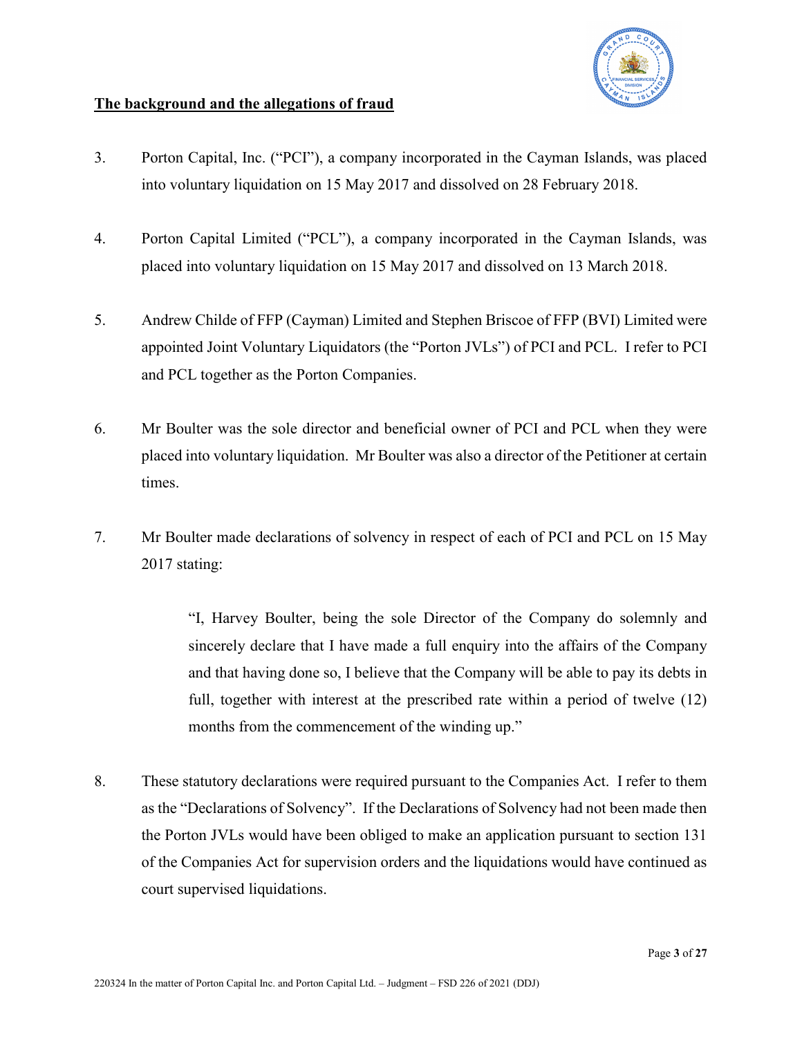**The background and the allegations of fraud**

3. Porton Capital, Inc. ("PCI"), a company incorporated in the Cayman Islands, was placed into voluntary liquidation on 15 May 2017 and dissolved on 28 February 2018.

4. Porton Capital Limited ("PCL"), a company incorporated in the Cayman Islands, was placed into voluntary liquidation on 15 May 2017 and dissolved on 13 March 2018.

5. Andrew Childe of FFP (Cayman) Limited and Stephen Briscoe of FFP (BVI) Limited were appointed Joint Voluntary Liquidators (the "Porton JVLs") of PCI and PCL. I refer to PCI and PCL together as the Porton Companies.

6. Mr Boulter was the sole director and beneficial owner of PCI and PCL when they were placed into voluntary liquidation. Mr Boulter was also a director of the Petitioner at certain times.

7. Mr Boulter made declarations of solvency in respect of each of PCI and PCL on 15 May 2017 stating:

> "I, Harvey Boulter, being the sole Director of the Company do solemnly and sincerely declare that I have made a full enquiry into the affairs of the Company and that having done so, I believe that the Company will be able to pay its debts in full, together with interest at the prescribed rate within a period of twelve (12) months from the commencement of the winding up."

8. These statutory declarations were required pursuant to the Companies Act. I refer to them as the "Declarations of Solvency". If the Declarations of Solvency had not been made then the Porton JVLs would have been obliged to make an application pursuant to section 131 of the Companies Act for supervision orders and the liquidations would have continued as court supervised liquidations.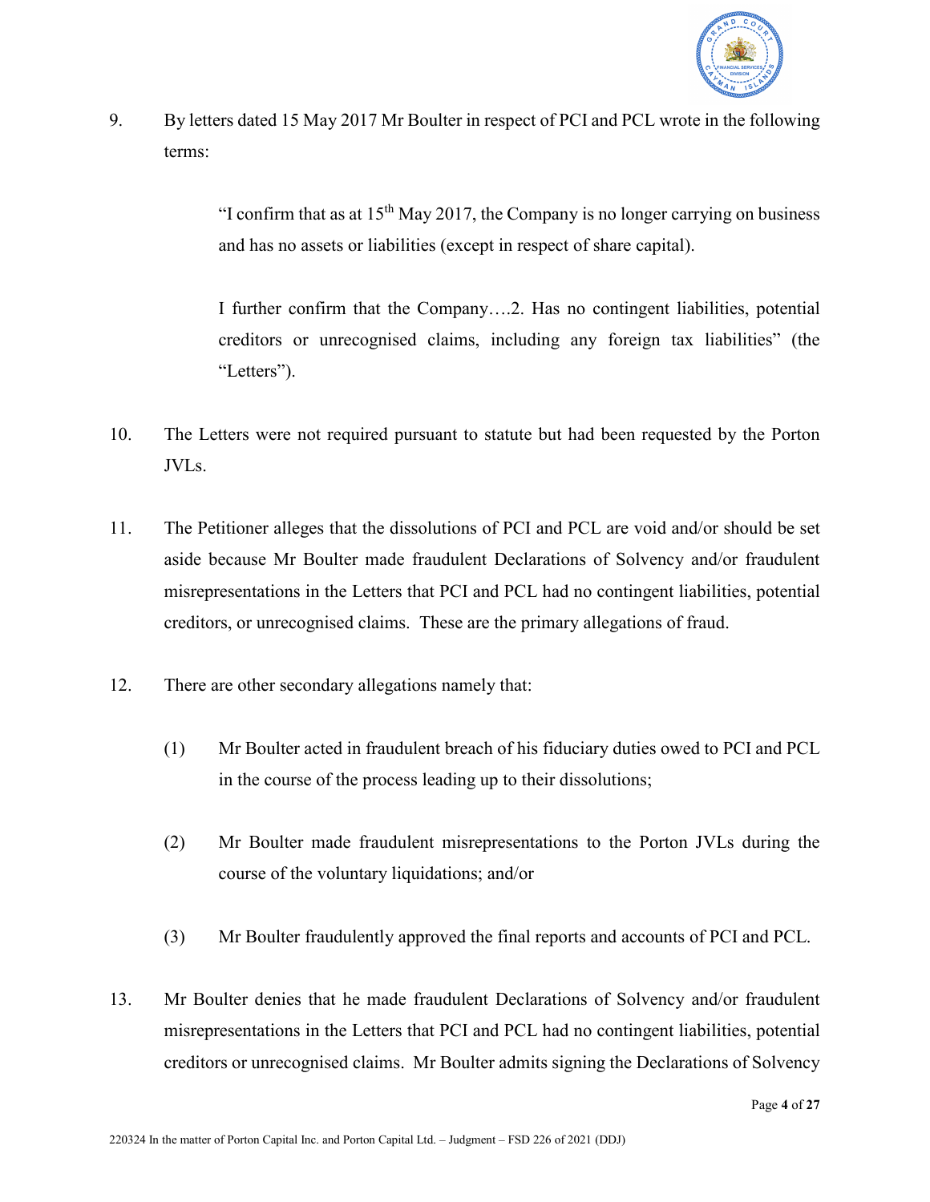9. By letters dated 15 May 2017 Mr Boulter in respect of PCI and PCL wrote in the following terms:

> "I confirm that as at 15th May 2017, the Company is no longer carrying on business and has no assets or liabilities (except in respect of share capital).
>
> I further confirm that the Company….2. Has no contingent liabilities, potential creditors or unrecognised claims, including any foreign tax liabilities" (the "Letters").

10. The Letters were not required pursuant to statute but had been requested by the Porton JVLs.

11. The Petitioner alleges that the dissolutions of PCI and PCL are void and/or should be set aside because Mr Boulter made fraudulent Declarations of Solvency and/or fraudulent misrepresentations in the Letters that PCI and PCL had no contingent liabilities, potential creditors, or unrecognised claims. These are the primary allegations of fraud.

12. There are other secondary allegations namely that:

    (1) Mr Boulter acted in fraudulent breach of his fiduciary duties owed to PCI and PCL in the course of the process leading up to their dissolutions;

    (2) Mr Boulter made fraudulent misrepresentations to the Porton JVLs during the course of the voluntary liquidations; and/or

    (3) Mr Boulter fraudulently approved the final reports and accounts of PCI and PCL.

13. Mr Boulter denies that he made fraudulent Declarations of Solvency and/or fraudulent misrepresentations in the Letters that PCI and PCL had no contingent liabilities, potential creditors or unrecognised claims. Mr Boulter admits signing the Declarations of Solvency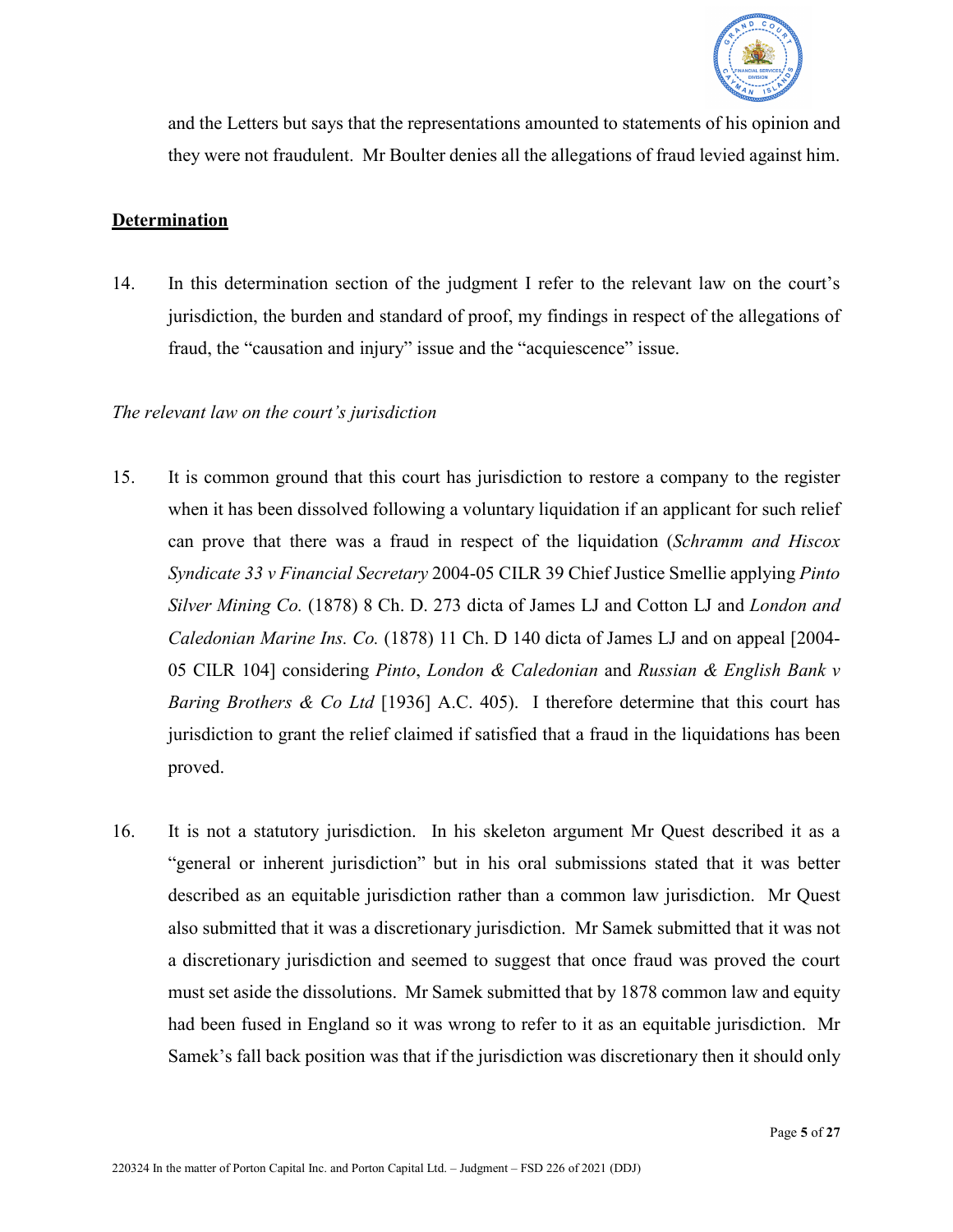and the Letters but says that the representations amounted to statements of his opinion and they were not fraudulent. Mr Boulter denies all the allegations of fraud levied against him.

## **Determination**

14. In this determination section of the judgment I refer to the relevant law on the court's jurisdiction, the burden and standard of proof, my findings in respect of the allegations of fraud, the "causation and injury" issue and the "acquiescence" issue.

*The relevant law on the court's jurisdiction*

15. It is common ground that this court has jurisdiction to restore a company to the register when it has been dissolved following a voluntary liquidation if an applicant for such relief can prove that there was a fraud in respect of the liquidation (*Schramm and Hiscox Syndicate 33 v Financial Secretary* 2004-05 CILR 39 Chief Justice Smellie applying *Pinto Silver Mining Co.* (1878) 8 Ch. D. 273 dicta of James LJ and Cotton LJ and *London and Caledonian Marine Ins. Co.* (1878) 11 Ch. D 140 dicta of James LJ and on appeal [2004-05 CILR 104] considering *Pinto*, *London & Caledonian* and *Russian & English Bank v Baring Brothers & Co Ltd* [1936] A.C. 405). I therefore determine that this court has jurisdiction to grant the relief claimed if satisfied that a fraud in the liquidations has been proved.

16. It is not a statutory jurisdiction. In his skeleton argument Mr Quest described it as a "general or inherent jurisdiction" but in his oral submissions stated that it was better described as an equitable jurisdiction rather than a common law jurisdiction. Mr Quest also submitted that it was a discretionary jurisdiction. Mr Samek submitted that it was not a discretionary jurisdiction and seemed to suggest that once fraud was proved the court must set aside the dissolutions. Mr Samek submitted that by 1878 common law and equity had been fused in England so it was wrong to refer to it as an equitable jurisdiction. Mr Samek's fall back position was that if the jurisdiction was discretionary then it should only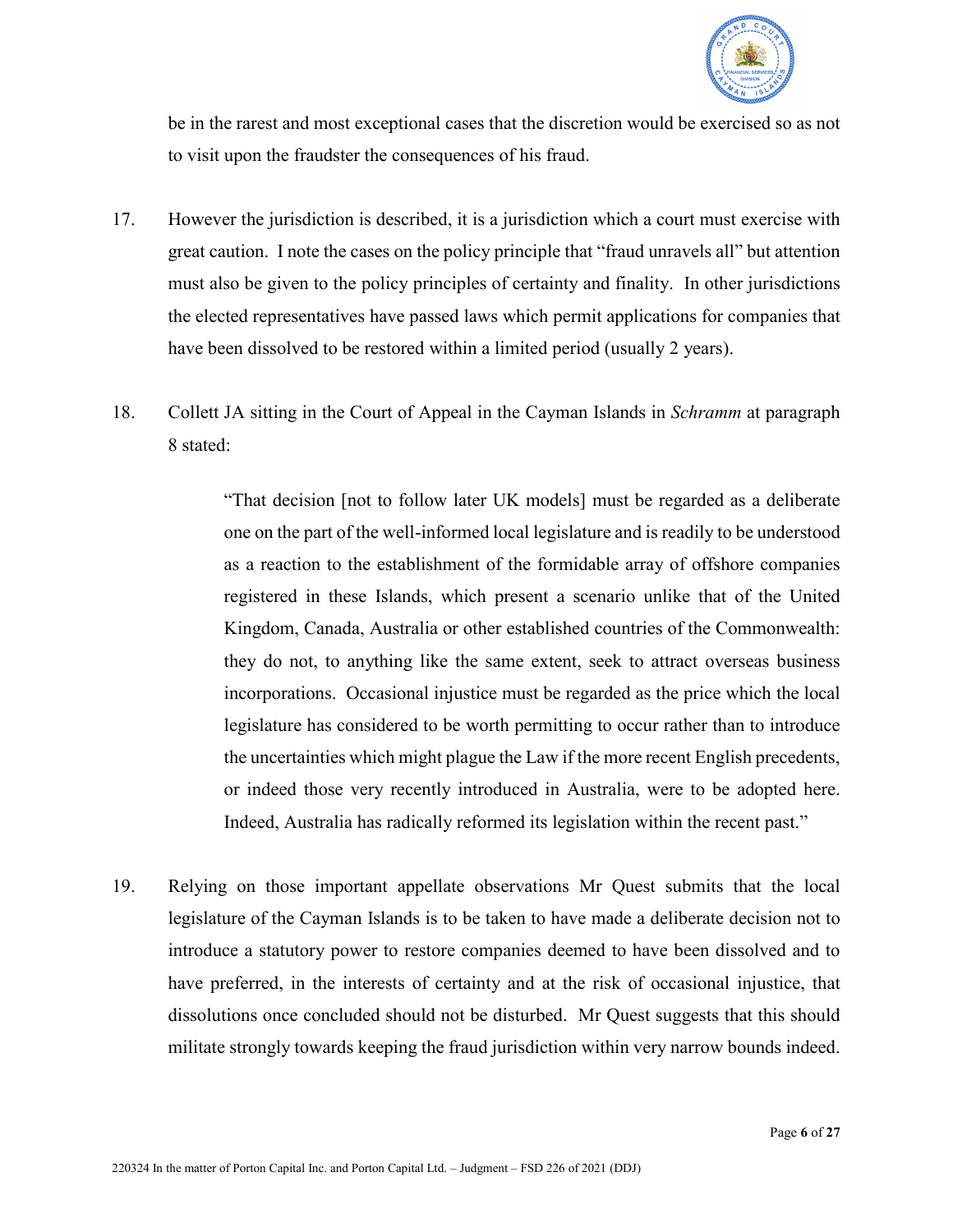be in the rarest and most exceptional cases that the discretion would be exercised so as not to visit upon the fraudster the consequences of his fraud.

17. However the jurisdiction is described, it is a jurisdiction which a court must exercise with great caution. I note the cases on the policy principle that "fraud unravels all" but attention must also be given to the policy principles of certainty and finality. In other jurisdictions the elected representatives have passed laws which permit applications for companies that have been dissolved to be restored within a limited period (usually 2 years).

18. Collett JA sitting in the Court of Appeal in the Cayman Islands in *Schramm* at paragraph 8 stated:

> "That decision [not to follow later UK models] must be regarded as a deliberate one on the part of the well-informed local legislature and is readily to be understood as a reaction to the establishment of the formidable array of offshore companies registered in these Islands, which present a scenario unlike that of the United Kingdom, Canada, Australia or other established countries of the Commonwealth: they do not, to anything like the same extent, seek to attract overseas business incorporations. Occasional injustice must be regarded as the price which the local legislature has considered to be worth permitting to occur rather than to introduce the uncertainties which might plague the Law if the more recent English precedents, or indeed those very recently introduced in Australia, were to be adopted here. Indeed, Australia has radically reformed its legislation within the recent past."

19. Relying on those important appellate observations Mr Quest submits that the local legislature of the Cayman Islands is to be taken to have made a deliberate decision not to introduce a statutory power to restore companies deemed to have been dissolved and to have preferred, in the interests of certainty and at the risk of occasional injustice, that dissolutions once concluded should not be disturbed. Mr Quest suggests that this should militate strongly towards keeping the fraud jurisdiction within very narrow bounds indeed.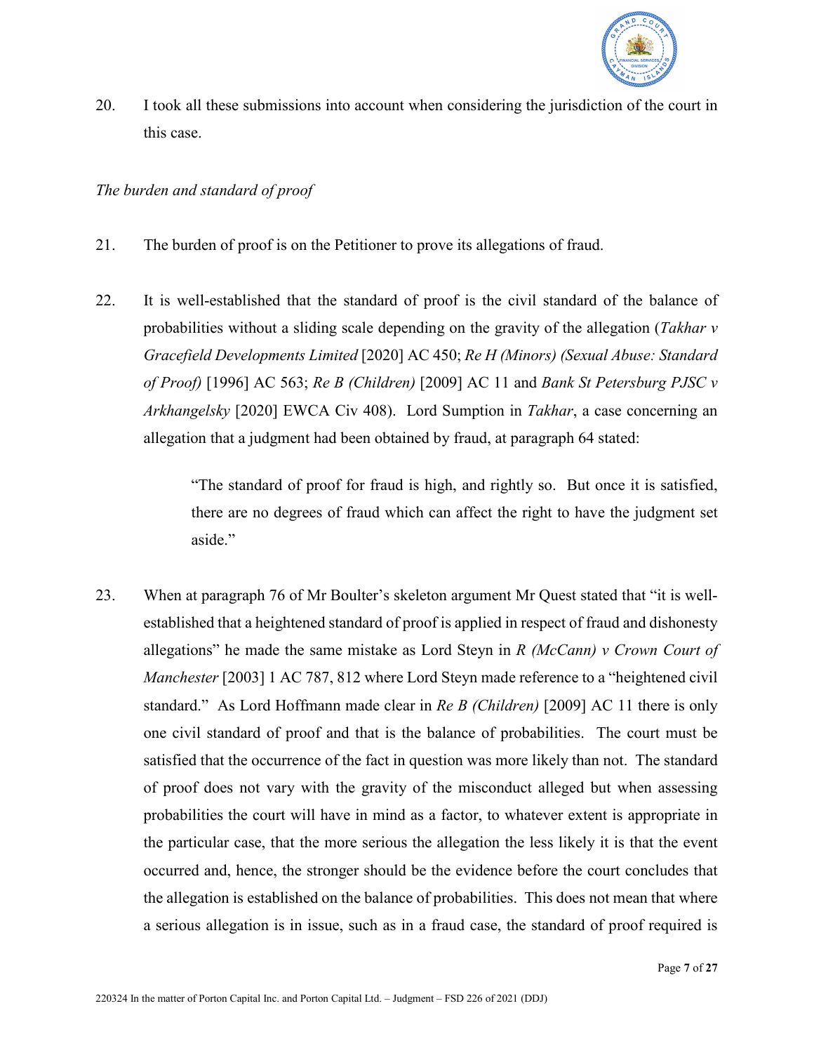20. I took all these submissions into account when considering the jurisdiction of the court in this case.

*The burden and standard of proof*

21. The burden of proof is on the Petitioner to prove its allegations of fraud.

22. It is well-established that the standard of proof is the civil standard of the balance of probabilities without a sliding scale depending on the gravity of the allegation (*Takhar v Gracefield Developments Limited* [2020] AC 450; *Re H (Minors) (Sexual Abuse: Standard of Proof)* [1996] AC 563; *Re B (Children)* [2009] AC 11 and *Bank St Petersburg PJSC v Arkhangelsky* [2020] EWCA Civ 408). Lord Sumption in *Takhar*, a case concerning an allegation that a judgment had been obtained by fraud, at paragraph 64 stated:

> "The standard of proof for fraud is high, and rightly so. But once it is satisfied, there are no degrees of fraud which can affect the right to have the judgment set aside."

23. When at paragraph 76 of Mr Boulter's skeleton argument Mr Quest stated that "it is well-established that a heightened standard of proof is applied in respect of fraud and dishonesty allegations" he made the same mistake as Lord Steyn in *R (McCann) v Crown Court of Manchester* [2003] 1 AC 787, 812 where Lord Steyn made reference to a "heightened civil standard." As Lord Hoffmann made clear in *Re B (Children)* [2009] AC 11 there is only one civil standard of proof and that is the balance of probabilities. The court must be satisfied that the occurrence of the fact in question was more likely than not. The standard of proof does not vary with the gravity of the misconduct alleged but when assessing probabilities the court will have in mind as a factor, to whatever extent is appropriate in the particular case, that the more serious the allegation the less likely it is that the event occurred and, hence, the stronger should be the evidence before the court concludes that the allegation is established on the balance of probabilities. This does not mean that where a serious allegation is in issue, such as in a fraud case, the standard of proof required is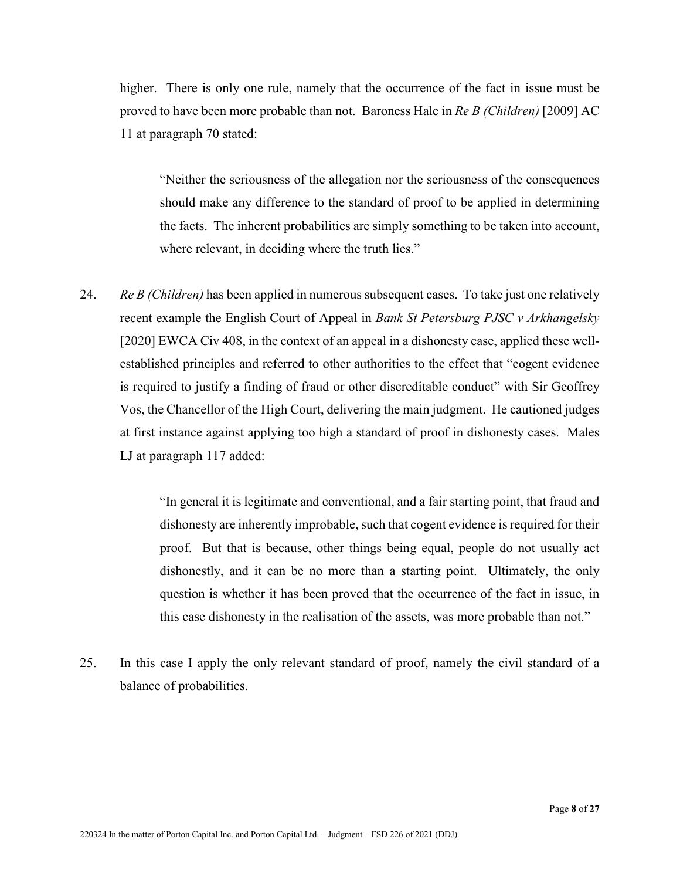higher. There is only one rule, namely that the occurrence of the fact in issue must be proved to have been more probable than not. Baroness Hale in *Re B (Children)* [2009] AC 11 at paragraph 70 stated:

> "Neither the seriousness of the allegation nor the seriousness of the consequences should make any difference to the standard of proof to be applied in determining the facts. The inherent probabilities are simply something to be taken into account, where relevant, in deciding where the truth lies."

24. *Re B (Children)* has been applied in numerous subsequent cases. To take just one relatively recent example the English Court of Appeal in *Bank St Petersburg PJSC v Arkhangelsky* [2020] EWCA Civ 408, in the context of an appeal in a dishonesty case, applied these well-established principles and referred to other authorities to the effect that "cogent evidence is required to justify a finding of fraud or other discreditable conduct" with Sir Geoffrey Vos, the Chancellor of the High Court, delivering the main judgment. He cautioned judges at first instance against applying too high a standard of proof in dishonesty cases. Males LJ at paragraph 117 added:

> "In general it is legitimate and conventional, and a fair starting point, that fraud and dishonesty are inherently improbable, such that cogent evidence is required for their proof. But that is because, other things being equal, people do not usually act dishonestly, and it can be no more than a starting point. Ultimately, the only question is whether it has been proved that the occurrence of the fact in issue, in this case dishonesty in the realisation of the assets, was more probable than not."

25. In this case I apply the only relevant standard of proof, namely the civil standard of a balance of probabilities.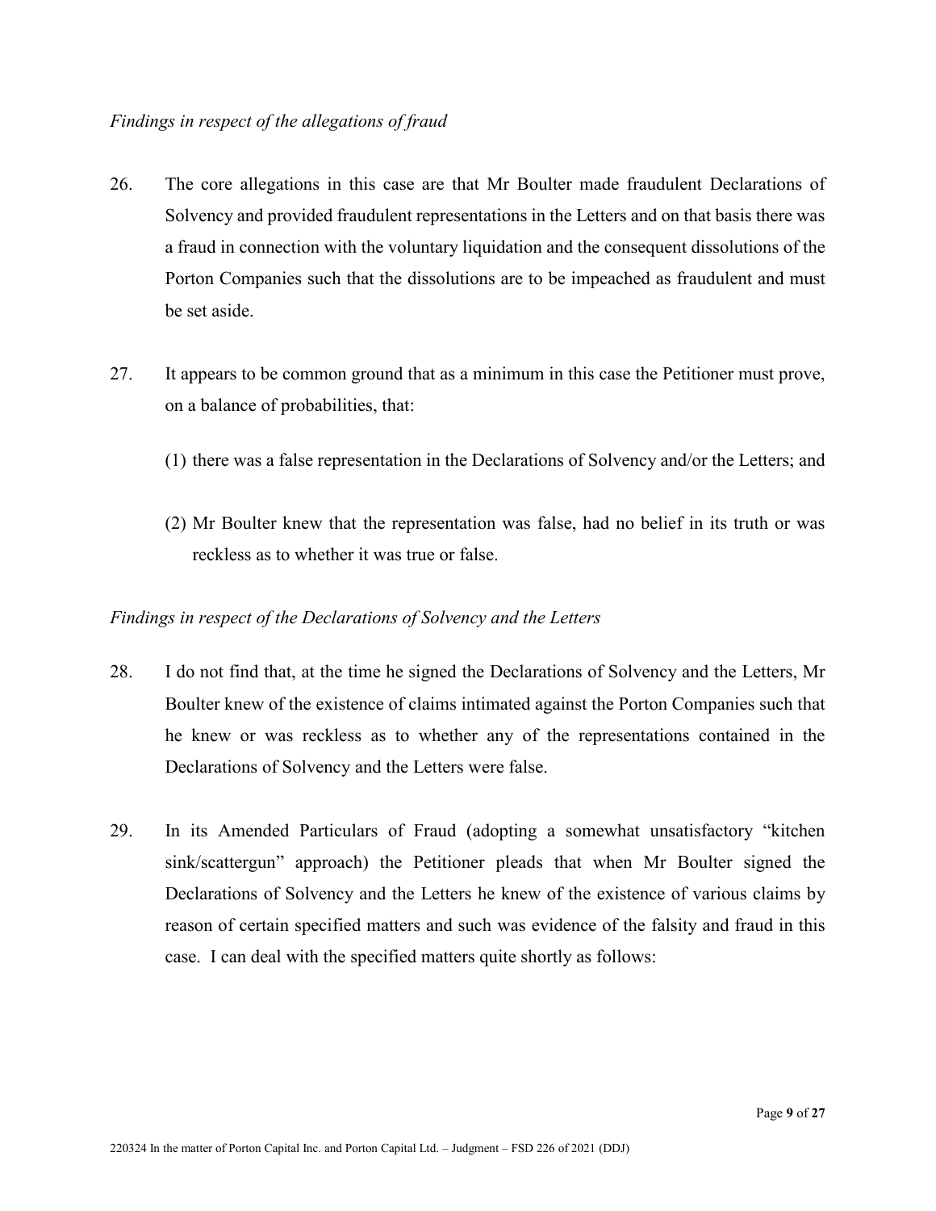*Findings in respect of the allegations of fraud*

26. The core allegations in this case are that Mr Boulter made fraudulent Declarations of Solvency and provided fraudulent representations in the Letters and on that basis there was a fraud in connection with the voluntary liquidation and the consequent dissolutions of the Porton Companies such that the dissolutions are to be impeached as fraudulent and must be set aside.

27. It appears to be common ground that as a minimum in this case the Petitioner must prove, on a balance of probabilities, that:

    (1) there was a false representation in the Declarations of Solvency and/or the Letters; and

    (2) Mr Boulter knew that the representation was false, had no belief in its truth or was reckless as to whether it was true or false.

*Findings in respect of the Declarations of Solvency and the Letters*

28. I do not find that, at the time he signed the Declarations of Solvency and the Letters, Mr Boulter knew of the existence of claims intimated against the Porton Companies such that he knew or was reckless as to whether any of the representations contained in the Declarations of Solvency and the Letters were false.

29. In its Amended Particulars of Fraud (adopting a somewhat unsatisfactory "kitchen sink/scattergun" approach) the Petitioner pleads that when Mr Boulter signed the Declarations of Solvency and the Letters he knew of the existence of various claims by reason of certain specified matters and such was evidence of the falsity and fraud in this case. I can deal with the specified matters quite shortly as follows: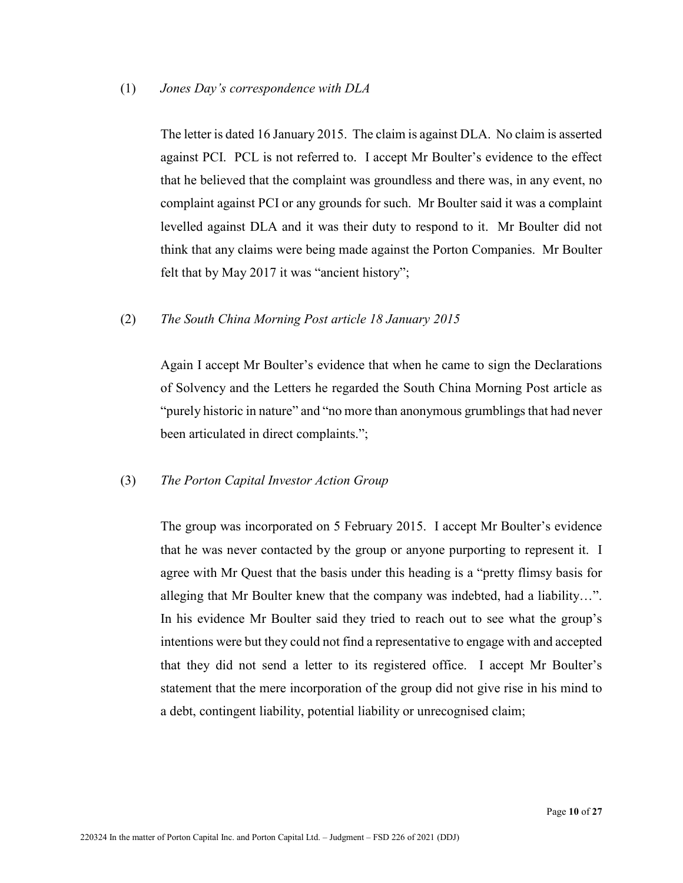(1) *Jones Day's correspondence with DLA*

The letter is dated 16 January 2015. The claim is against DLA. No claim is asserted against PCI. PCL is not referred to. I accept Mr Boulter's evidence to the effect that he believed that the complaint was groundless and there was, in any event, no complaint against PCI or any grounds for such. Mr Boulter said it was a complaint levelled against DLA and it was their duty to respond to it. Mr Boulter did not think that any claims were being made against the Porton Companies. Mr Boulter felt that by May 2017 it was "ancient history";

(2) *The South China Morning Post article 18 January 2015*

Again I accept Mr Boulter's evidence that when he came to sign the Declarations of Solvency and the Letters he regarded the South China Morning Post article as "purely historic in nature" and "no more than anonymous grumblings that had never been articulated in direct complaints.";

(3) *The Porton Capital Investor Action Group*

The group was incorporated on 5 February 2015. I accept Mr Boulter's evidence that he was never contacted by the group or anyone purporting to represent it. I agree with Mr Quest that the basis under this heading is a "pretty flimsy basis for alleging that Mr Boulter knew that the company was indebted, had a liability…". In his evidence Mr Boulter said they tried to reach out to see what the group's intentions were but they could not find a representative to engage with and accepted that they did not send a letter to its registered office. I accept Mr Boulter's statement that the mere incorporation of the group did not give rise in his mind to a debt, contingent liability, potential liability or unrecognised claim;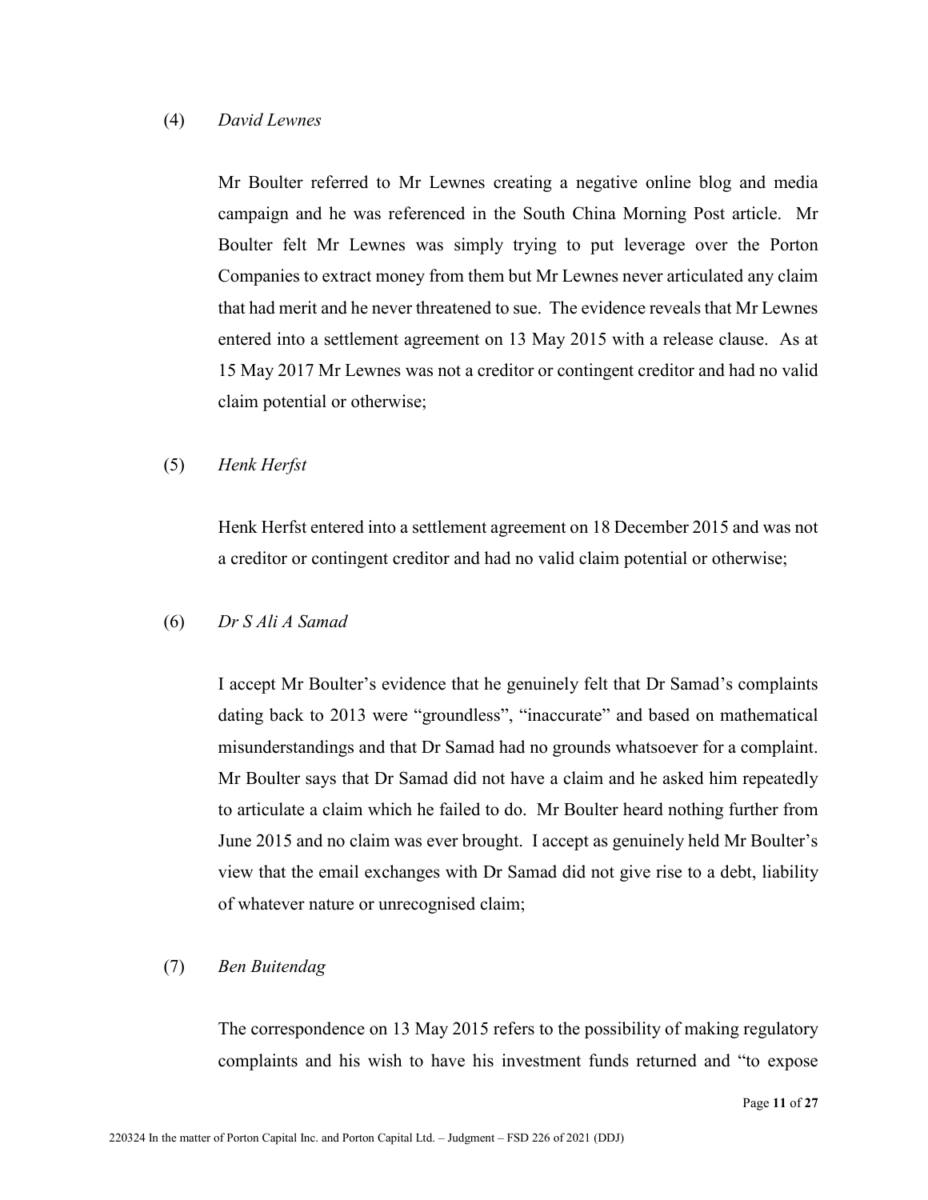(4) *David Lewnes*

Mr Boulter referred to Mr Lewnes creating a negative online blog and media campaign and he was referenced in the South China Morning Post article. Mr Boulter felt Mr Lewnes was simply trying to put leverage over the Porton Companies to extract money from them but Mr Lewnes never articulated any claim that had merit and he never threatened to sue. The evidence reveals that Mr Lewnes entered into a settlement agreement on 13 May 2015 with a release clause. As at 15 May 2017 Mr Lewnes was not a creditor or contingent creditor and had no valid claim potential or otherwise;

(5) *Henk Herfst*

Henk Herfst entered into a settlement agreement on 18 December 2015 and was not a creditor or contingent creditor and had no valid claim potential or otherwise;

(6) *Dr S Ali A Samad*

I accept Mr Boulter's evidence that he genuinely felt that Dr Samad's complaints dating back to 2013 were "groundless", "inaccurate" and based on mathematical misunderstandings and that Dr Samad had no grounds whatsoever for a complaint. Mr Boulter says that Dr Samad did not have a claim and he asked him repeatedly to articulate a claim which he failed to do. Mr Boulter heard nothing further from June 2015 and no claim was ever brought. I accept as genuinely held Mr Boulter's view that the email exchanges with Dr Samad did not give rise to a debt, liability of whatever nature or unrecognised claim;

(7) *Ben Buitendag*

The correspondence on 13 May 2015 refers to the possibility of making regulatory complaints and his wish to have his investment funds returned and "to expose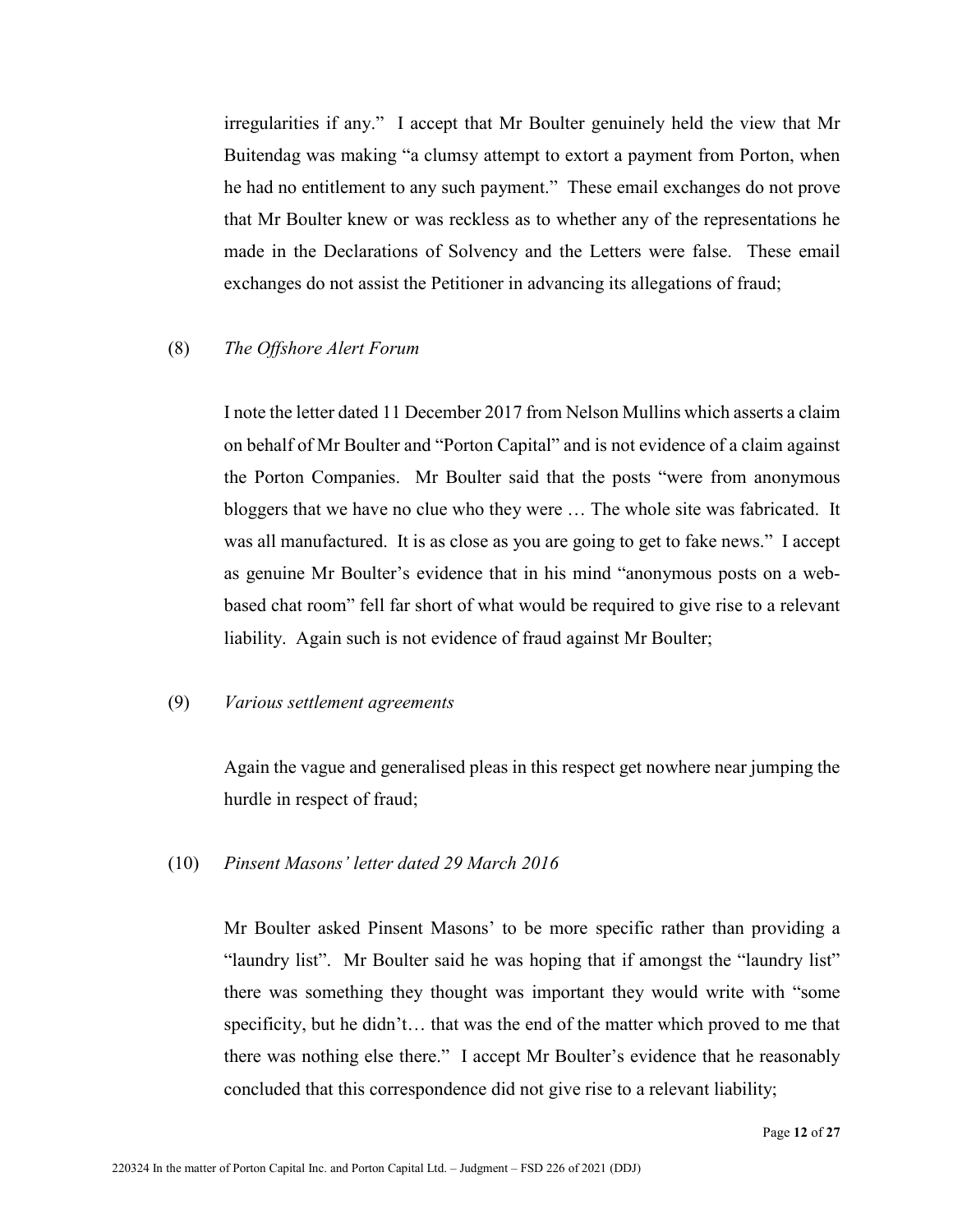irregularities if any." I accept that Mr Boulter genuinely held the view that Mr Buitendag was making "a clumsy attempt to extort a payment from Porton, when he had no entitlement to any such payment." These email exchanges do not prove that Mr Boulter knew or was reckless as to whether any of the representations he made in the Declarations of Solvency and the Letters were false. These email exchanges do not assist the Petitioner in advancing its allegations of fraud;

(8) *The Offshore Alert Forum*

I note the letter dated 11 December 2017 from Nelson Mullins which asserts a claim on behalf of Mr Boulter and "Porton Capital" and is not evidence of a claim against the Porton Companies. Mr Boulter said that the posts "were from anonymous bloggers that we have no clue who they were … The whole site was fabricated. It was all manufactured. It is as close as you are going to get to fake news." I accept as genuine Mr Boulter's evidence that in his mind "anonymous posts on a web-based chat room" fell far short of what would be required to give rise to a relevant liability. Again such is not evidence of fraud against Mr Boulter;

(9) *Various settlement agreements*

Again the vague and generalised pleas in this respect get nowhere near jumping the hurdle in respect of fraud;

(10) *Pinsent Masons' letter dated 29 March 2016*

Mr Boulter asked Pinsent Masons' to be more specific rather than providing a "laundry list". Mr Boulter said he was hoping that if amongst the "laundry list" there was something they thought was important they would write with "some specificity, but he didn't… that was the end of the matter which proved to me that there was nothing else there." I accept Mr Boulter's evidence that he reasonably concluded that this correspondence did not give rise to a relevant liability;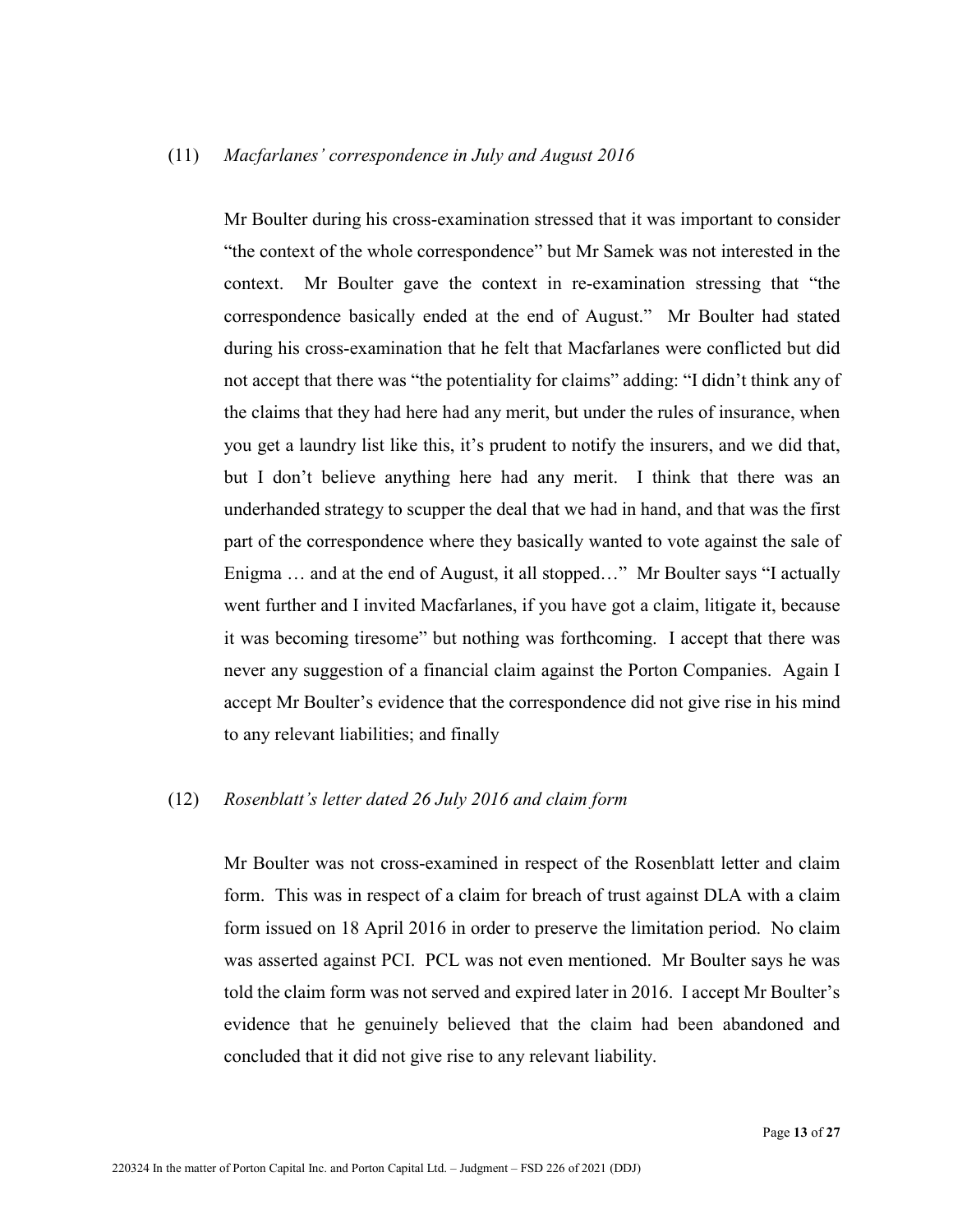(11) *Macfarlanes' correspondence in July and August 2016*

Mr Boulter during his cross-examination stressed that it was important to consider "the context of the whole correspondence" but Mr Samek was not interested in the context. Mr Boulter gave the context in re-examination stressing that "the correspondence basically ended at the end of August." Mr Boulter had stated during his cross-examination that he felt that Macfarlanes were conflicted but did not accept that there was "the potentiality for claims" adding: "I didn't think any of the claims that they had here had any merit, but under the rules of insurance, when you get a laundry list like this, it's prudent to notify the insurers, and we did that, but I don't believe anything here had any merit. I think that there was an underhanded strategy to scupper the deal that we had in hand, and that was the first part of the correspondence where they basically wanted to vote against the sale of Enigma … and at the end of August, it all stopped…" Mr Boulter says "I actually went further and I invited Macfarlanes, if you have got a claim, litigate it, because it was becoming tiresome" but nothing was forthcoming. I accept that there was never any suggestion of a financial claim against the Porton Companies. Again I accept Mr Boulter's evidence that the correspondence did not give rise in his mind to any relevant liabilities; and finally

(12) *Rosenblatt's letter dated 26 July 2016 and claim form*

Mr Boulter was not cross-examined in respect of the Rosenblatt letter and claim form. This was in respect of a claim for breach of trust against DLA with a claim form issued on 18 April 2016 in order to preserve the limitation period. No claim was asserted against PCI. PCL was not even mentioned. Mr Boulter says he was told the claim form was not served and expired later in 2016. I accept Mr Boulter's evidence that he genuinely believed that the claim had been abandoned and concluded that it did not give rise to any relevant liability.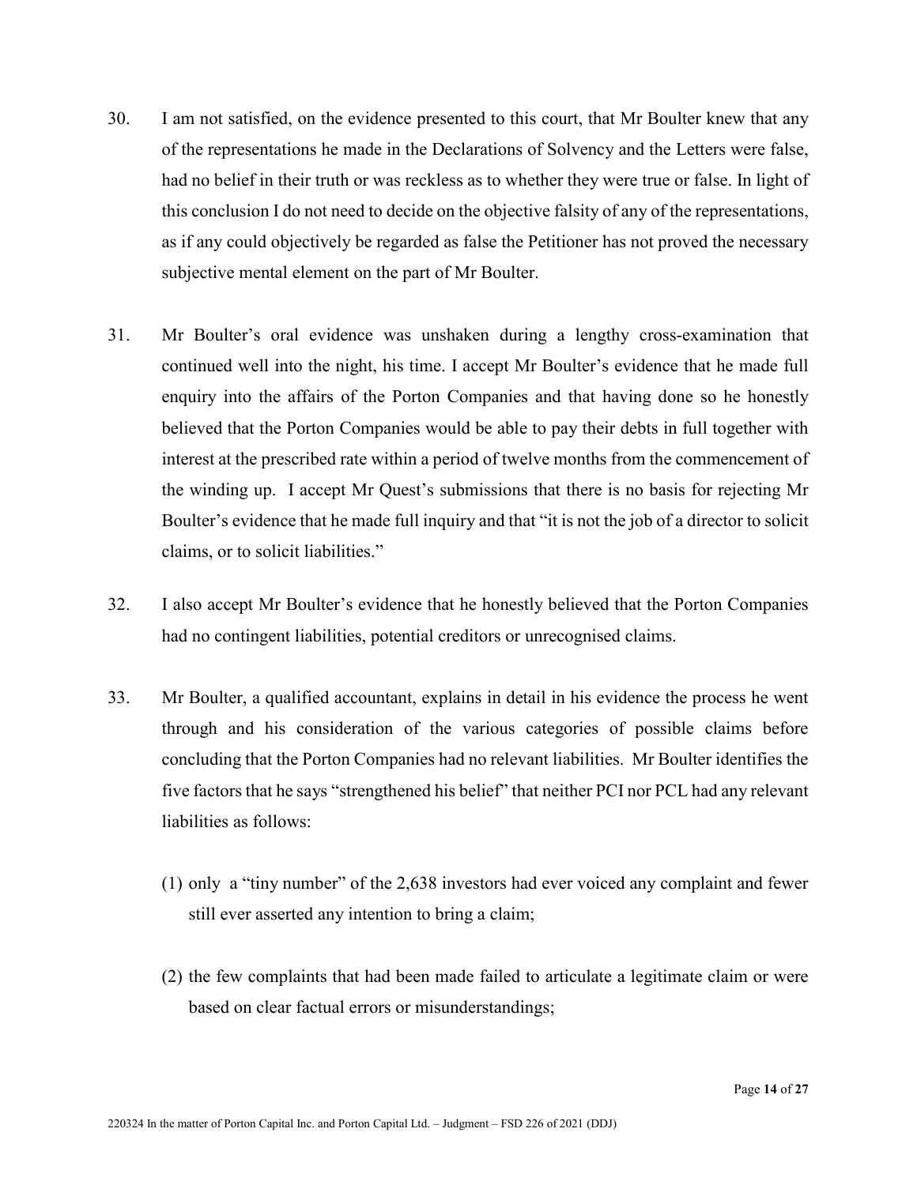30. I am not satisfied, on the evidence presented to this court, that Mr Boulter knew that any of the representations he made in the Declarations of Solvency and the Letters were false, had no belief in their truth or was reckless as to whether they were true or false. In light of this conclusion I do not need to decide on the objective falsity of any of the representations, as if any could objectively be regarded as false the Petitioner has not proved the necessary subjective mental element on the part of Mr Boulter.

31. Mr Boulter's oral evidence was unshaken during a lengthy cross-examination that continued well into the night, his time. I accept Mr Boulter's evidence that he made full enquiry into the affairs of the Porton Companies and that having done so he honestly believed that the Porton Companies would be able to pay their debts in full together with interest at the prescribed rate within a period of twelve months from the commencement of the winding up. I accept Mr Quest's submissions that there is no basis for rejecting Mr Boulter's evidence that he made full inquiry and that "it is not the job of a director to solicit claims, or to solicit liabilities."

32. I also accept Mr Boulter's evidence that he honestly believed that the Porton Companies had no contingent liabilities, potential creditors or unrecognised claims.

33. Mr Boulter, a qualified accountant, explains in detail in his evidence the process he went through and his consideration of the various categories of possible claims before concluding that the Porton Companies had no relevant liabilities. Mr Boulter identifies the five factors that he says "strengthened his belief" that neither PCI nor PCL had any relevant liabilities as follows:

    (1) only a "tiny number" of the 2,638 investors had ever voiced any complaint and fewer still ever asserted any intention to bring a claim;

    (2) the few complaints that had been made failed to articulate a legitimate claim or were based on clear factual errors or misunderstandings;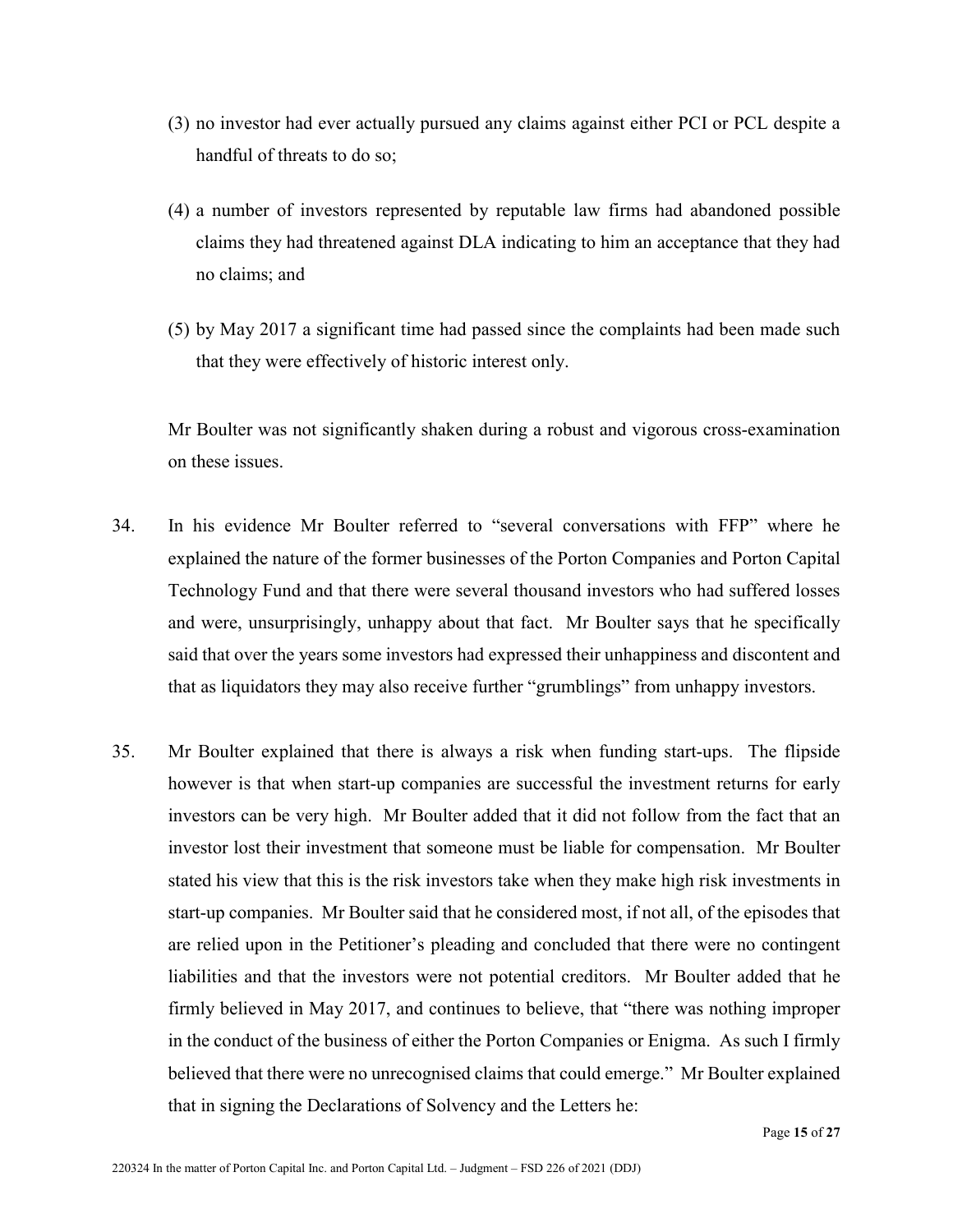(3) no investor had ever actually pursued any claims against either PCI or PCL despite a handful of threats to do so;

(4) a number of investors represented by reputable law firms had abandoned possible claims they had threatened against DLA indicating to him an acceptance that they had no claims; and

(5) by May 2017 a significant time had passed since the complaints had been made such that they were effectively of historic interest only.

Mr Boulter was not significantly shaken during a robust and vigorous cross-examination on these issues.

34. In his evidence Mr Boulter referred to "several conversations with FFP" where he explained the nature of the former businesses of the Porton Companies and Porton Capital Technology Fund and that there were several thousand investors who had suffered losses and were, unsurprisingly, unhappy about that fact. Mr Boulter says that he specifically said that over the years some investors had expressed their unhappiness and discontent and that as liquidators they may also receive further "grumblings" from unhappy investors.

35. Mr Boulter explained that there is always a risk when funding start-ups. The flipside however is that when start-up companies are successful the investment returns for early investors can be very high. Mr Boulter added that it did not follow from the fact that an investor lost their investment that someone must be liable for compensation. Mr Boulter stated his view that this is the risk investors take when they make high risk investments in start-up companies. Mr Boulter said that he considered most, if not all, of the episodes that are relied upon in the Petitioner's pleading and concluded that there were no contingent liabilities and that the investors were not potential creditors. Mr Boulter added that he firmly believed in May 2017, and continues to believe, that "there was nothing improper in the conduct of the business of either the Porton Companies or Enigma. As such I firmly believed that there were no unrecognised claims that could emerge." Mr Boulter explained that in signing the Declarations of Solvency and the Letters he: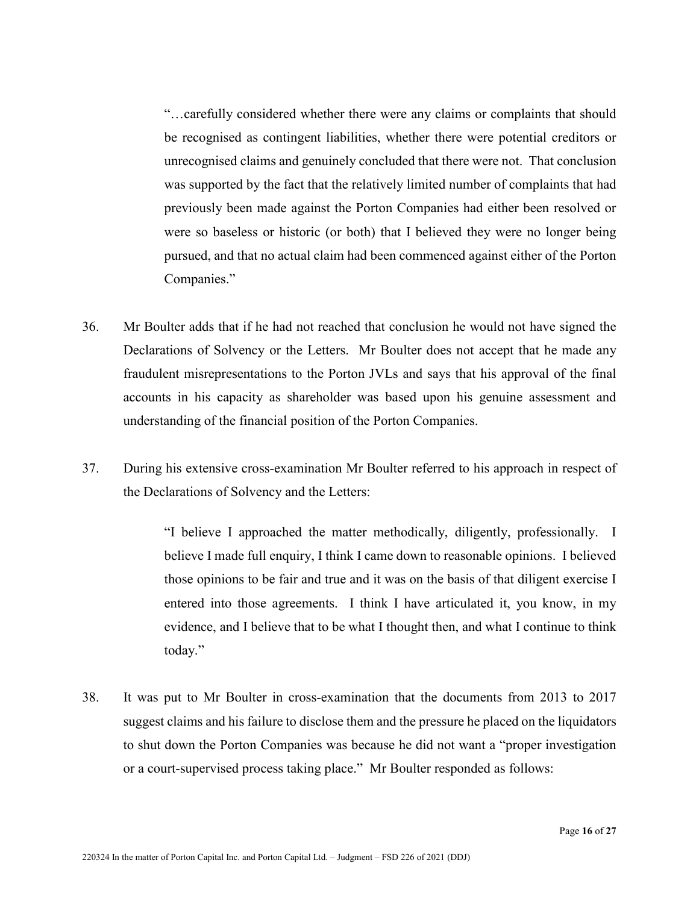> "…carefully considered whether there were any claims or complaints that should be recognised as contingent liabilities, whether there were potential creditors or unrecognised claims and genuinely concluded that there were not. That conclusion was supported by the fact that the relatively limited number of complaints that had previously been made against the Porton Companies had either been resolved or were so baseless or historic (or both) that I believed they were no longer being pursued, and that no actual claim had been commenced against either of the Porton Companies."

36. Mr Boulter adds that if he had not reached that conclusion he would not have signed the Declarations of Solvency or the Letters. Mr Boulter does not accept that he made any fraudulent misrepresentations to the Porton JVLs and says that his approval of the final accounts in his capacity as shareholder was based upon his genuine assessment and understanding of the financial position of the Porton Companies.

37. During his extensive cross-examination Mr Boulter referred to his approach in respect of the Declarations of Solvency and the Letters:

> "I believe I approached the matter methodically, diligently, professionally. I believe I made full enquiry, I think I came down to reasonable opinions. I believed those opinions to be fair and true and it was on the basis of that diligent exercise I entered into those agreements. I think I have articulated it, you know, in my evidence, and I believe that to be what I thought then, and what I continue to think today."

38. It was put to Mr Boulter in cross-examination that the documents from 2013 to 2017 suggest claims and his failure to disclose them and the pressure he placed on the liquidators to shut down the Porton Companies was because he did not want a "proper investigation or a court-supervised process taking place." Mr Boulter responded as follows: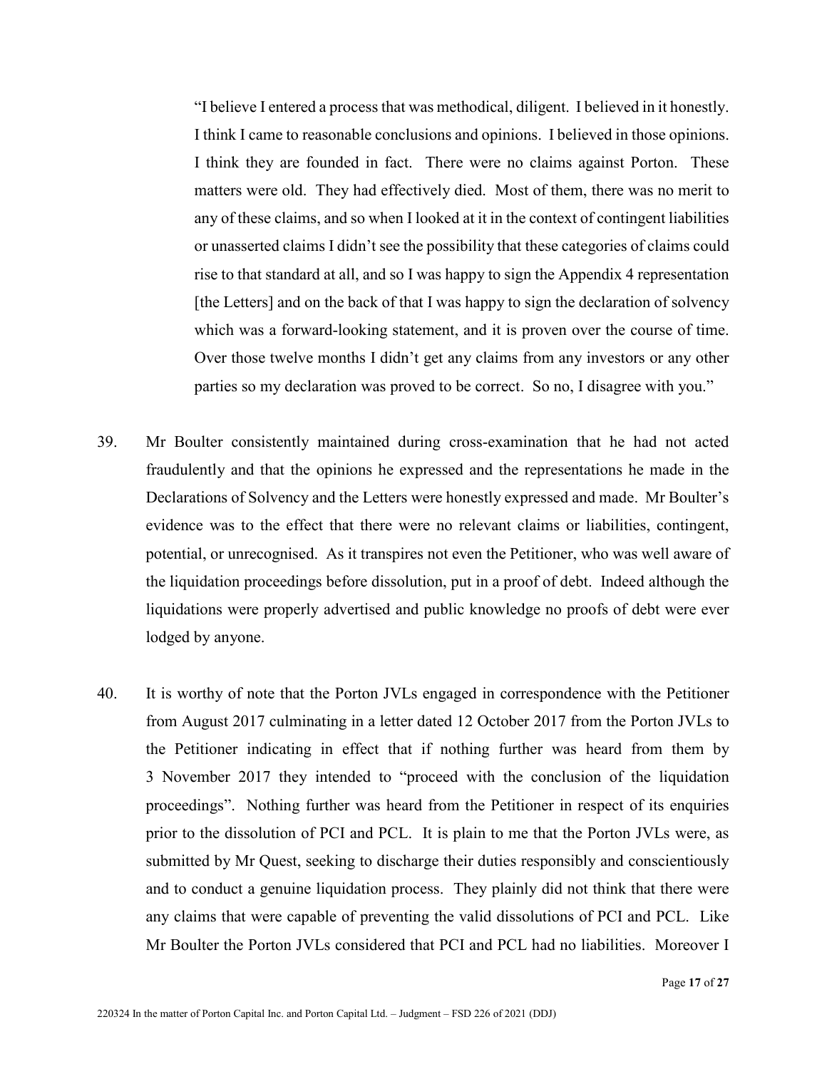> "I believe I entered a process that was methodical, diligent. I believed in it honestly. I think I came to reasonable conclusions and opinions. I believed in those opinions. I think they are founded in fact. There were no claims against Porton. These matters were old. They had effectively died. Most of them, there was no merit to any of these claims, and so when I looked at it in the context of contingent liabilities or unasserted claims I didn't see the possibility that these categories of claims could rise to that standard at all, and so I was happy to sign the Appendix 4 representation [the Letters] and on the back of that I was happy to sign the declaration of solvency which was a forward-looking statement, and it is proven over the course of time. Over those twelve months I didn't get any claims from any investors or any other parties so my declaration was proved to be correct. So no, I disagree with you."

39. Mr Boulter consistently maintained during cross-examination that he had not acted fraudulently and that the opinions he expressed and the representations he made in the Declarations of Solvency and the Letters were honestly expressed and made. Mr Boulter's evidence was to the effect that there were no relevant claims or liabilities, contingent, potential, or unrecognised. As it transpires not even the Petitioner, who was well aware of the liquidation proceedings before dissolution, put in a proof of debt. Indeed although the liquidations were properly advertised and public knowledge no proofs of debt were ever lodged by anyone.

40. It is worthy of note that the Porton JVLs engaged in correspondence with the Petitioner from August 2017 culminating in a letter dated 12 October 2017 from the Porton JVLs to the Petitioner indicating in effect that if nothing further was heard from them by 3 November 2017 they intended to "proceed with the conclusion of the liquidation proceedings". Nothing further was heard from the Petitioner in respect of its enquiries prior to the dissolution of PCI and PCL. It is plain to me that the Porton JVLs were, as submitted by Mr Quest, seeking to discharge their duties responsibly and conscientiously and to conduct a genuine liquidation process. They plainly did not think that there were any claims that were capable of preventing the valid dissolutions of PCI and PCL. Like Mr Boulter the Porton JVLs considered that PCI and PCL had no liabilities. Moreover I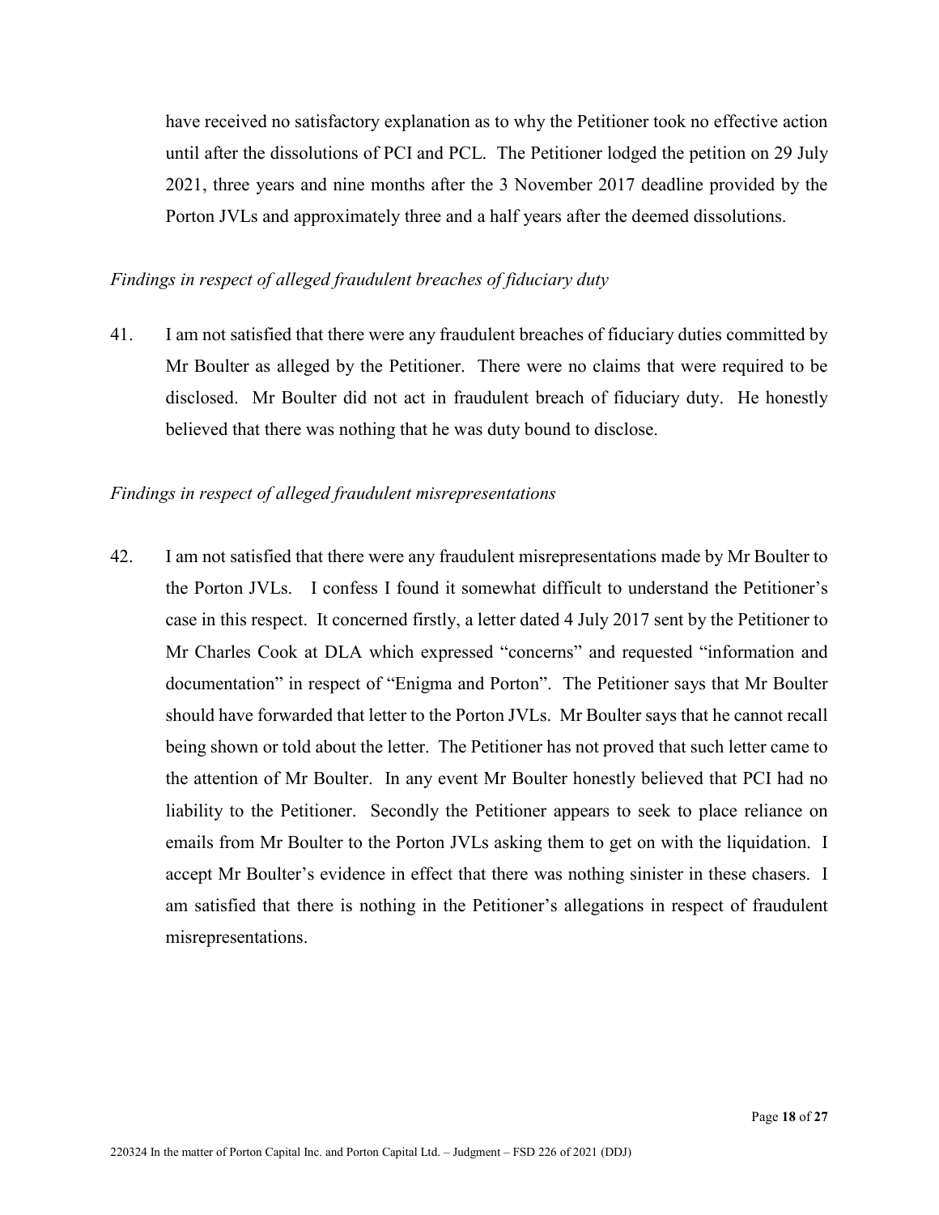have received no satisfactory explanation as to why the Petitioner took no effective action until after the dissolutions of PCI and PCL. The Petitioner lodged the petition on 29 July 2021, three years and nine months after the 3 November 2017 deadline provided by the Porton JVLs and approximately three and a half years after the deemed dissolutions.

*Findings in respect of alleged fraudulent breaches of fiduciary duty*

41. I am not satisfied that there were any fraudulent breaches of fiduciary duties committed by Mr Boulter as alleged by the Petitioner. There were no claims that were required to be disclosed. Mr Boulter did not act in fraudulent breach of fiduciary duty. He honestly believed that there was nothing that he was duty bound to disclose.

*Findings in respect of alleged fraudulent misrepresentations*

42. I am not satisfied that there were any fraudulent misrepresentations made by Mr Boulter to the Porton JVLs. I confess I found it somewhat difficult to understand the Petitioner's case in this respect. It concerned firstly, a letter dated 4 July 2017 sent by the Petitioner to Mr Charles Cook at DLA which expressed "concerns" and requested "information and documentation" in respect of "Enigma and Porton". The Petitioner says that Mr Boulter should have forwarded that letter to the Porton JVLs. Mr Boulter says that he cannot recall being shown or told about the letter. The Petitioner has not proved that such letter came to the attention of Mr Boulter. In any event Mr Boulter honestly believed that PCI had no liability to the Petitioner. Secondly the Petitioner appears to seek to place reliance on emails from Mr Boulter to the Porton JVLs asking them to get on with the liquidation. I accept Mr Boulter's evidence in effect that there was nothing sinister in these chasers. I am satisfied that there is nothing in the Petitioner's allegations in respect of fraudulent misrepresentations.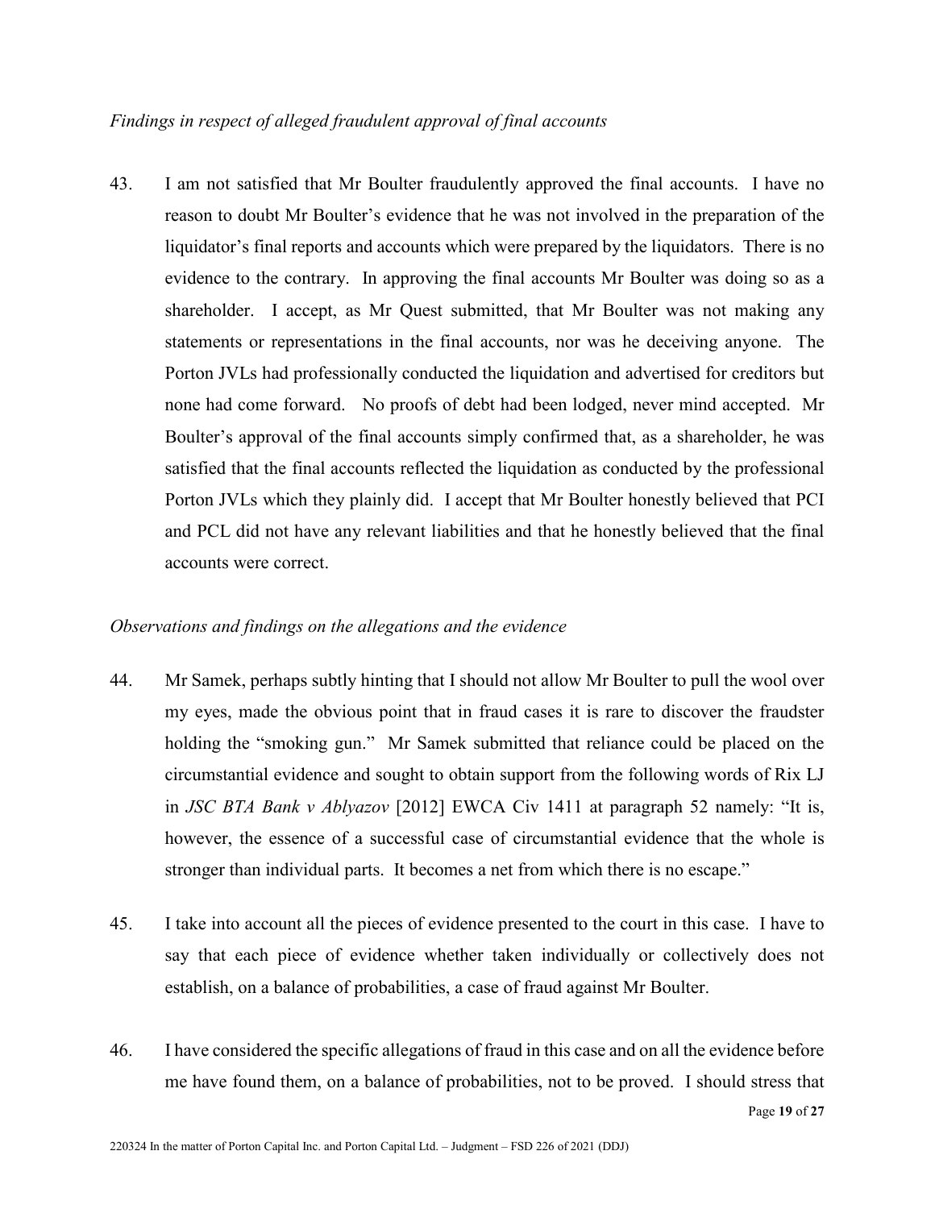*Findings in respect of alleged fraudulent approval of final accounts*

43. I am not satisfied that Mr Boulter fraudulently approved the final accounts. I have no reason to doubt Mr Boulter's evidence that he was not involved in the preparation of the liquidator's final reports and accounts which were prepared by the liquidators. There is no evidence to the contrary. In approving the final accounts Mr Boulter was doing so as a shareholder. I accept, as Mr Quest submitted, that Mr Boulter was not making any statements or representations in the final accounts, nor was he deceiving anyone. The Porton JVLs had professionally conducted the liquidation and advertised for creditors but none had come forward. No proofs of debt had been lodged, never mind accepted. Mr Boulter's approval of the final accounts simply confirmed that, as a shareholder, he was satisfied that the final accounts reflected the liquidation as conducted by the professional Porton JVLs which they plainly did. I accept that Mr Boulter honestly believed that PCI and PCL did not have any relevant liabilities and that he honestly believed that the final accounts were correct.

*Observations and findings on the allegations and the evidence*

44. Mr Samek, perhaps subtly hinting that I should not allow Mr Boulter to pull the wool over my eyes, made the obvious point that in fraud cases it is rare to discover the fraudster holding the "smoking gun." Mr Samek submitted that reliance could be placed on the circumstantial evidence and sought to obtain support from the following words of Rix LJ in *JSC BTA Bank v Ablyazov* [2012] EWCA Civ 1411 at paragraph 52 namely: "It is, however, the essence of a successful case of circumstantial evidence that the whole is stronger than individual parts. It becomes a net from which there is no escape."

45. I take into account all the pieces of evidence presented to the court in this case. I have to say that each piece of evidence whether taken individually or collectively does not establish, on a balance of probabilities, a case of fraud against Mr Boulter.

46. I have considered the specific allegations of fraud in this case and on all the evidence before me have found them, on a balance of probabilities, not to be proved. I should stress that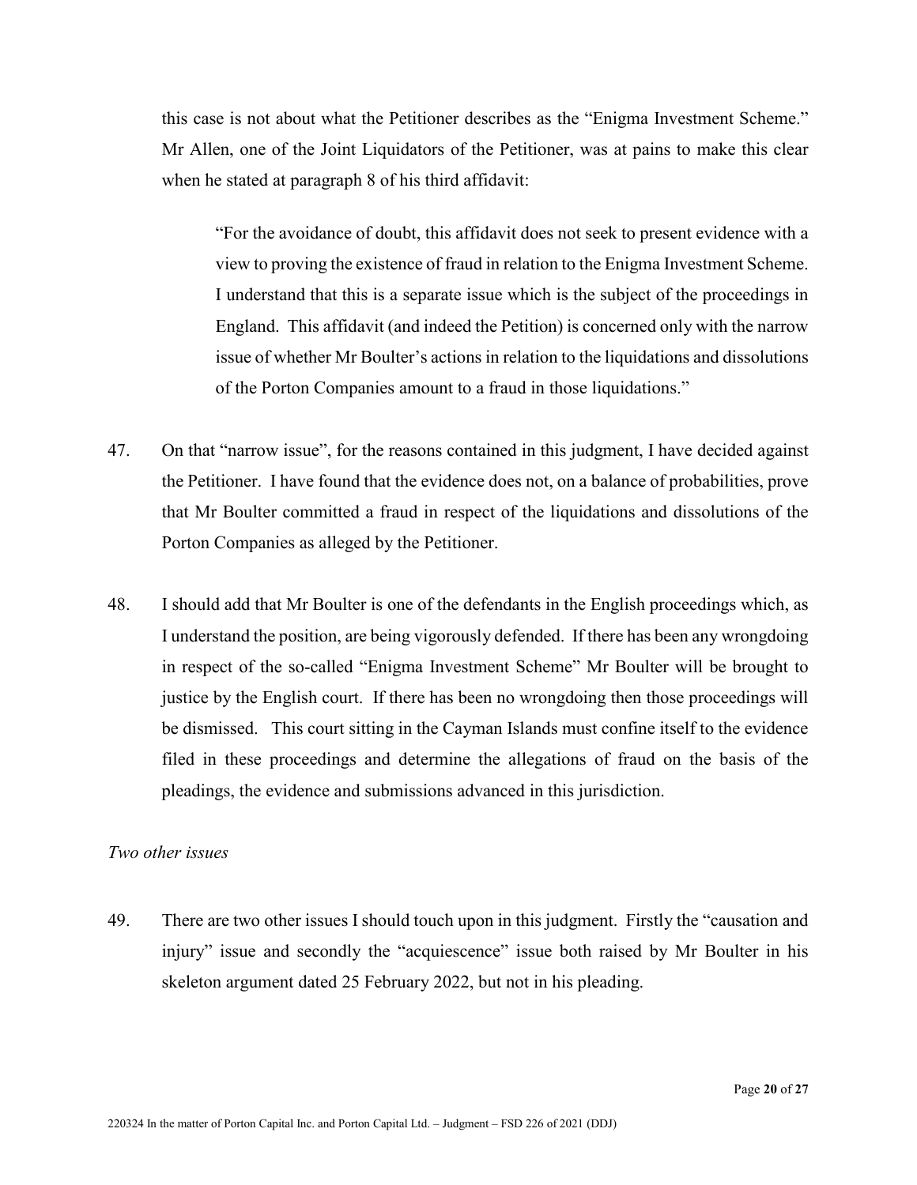this case is not about what the Petitioner describes as the "Enigma Investment Scheme." Mr Allen, one of the Joint Liquidators of the Petitioner, was at pains to make this clear when he stated at paragraph 8 of his third affidavit:

> "For the avoidance of doubt, this affidavit does not seek to present evidence with a view to proving the existence of fraud in relation to the Enigma Investment Scheme. I understand that this is a separate issue which is the subject of the proceedings in England. This affidavit (and indeed the Petition) is concerned only with the narrow issue of whether Mr Boulter's actions in relation to the liquidations and dissolutions of the Porton Companies amount to a fraud in those liquidations."

47. On that "narrow issue", for the reasons contained in this judgment, I have decided against the Petitioner. I have found that the evidence does not, on a balance of probabilities, prove that Mr Boulter committed a fraud in respect of the liquidations and dissolutions of the Porton Companies as alleged by the Petitioner.

48. I should add that Mr Boulter is one of the defendants in the English proceedings which, as I understand the position, are being vigorously defended. If there has been any wrongdoing in respect of the so-called "Enigma Investment Scheme" Mr Boulter will be brought to justice by the English court. If there has been no wrongdoing then those proceedings will be dismissed. This court sitting in the Cayman Islands must confine itself to the evidence filed in these proceedings and determine the allegations of fraud on the basis of the pleadings, the evidence and submissions advanced in this jurisdiction.

*Two other issues*

49. There are two other issues I should touch upon in this judgment. Firstly the "causation and injury" issue and secondly the "acquiescence" issue both raised by Mr Boulter in his skeleton argument dated 25 February 2022, but not in his pleading.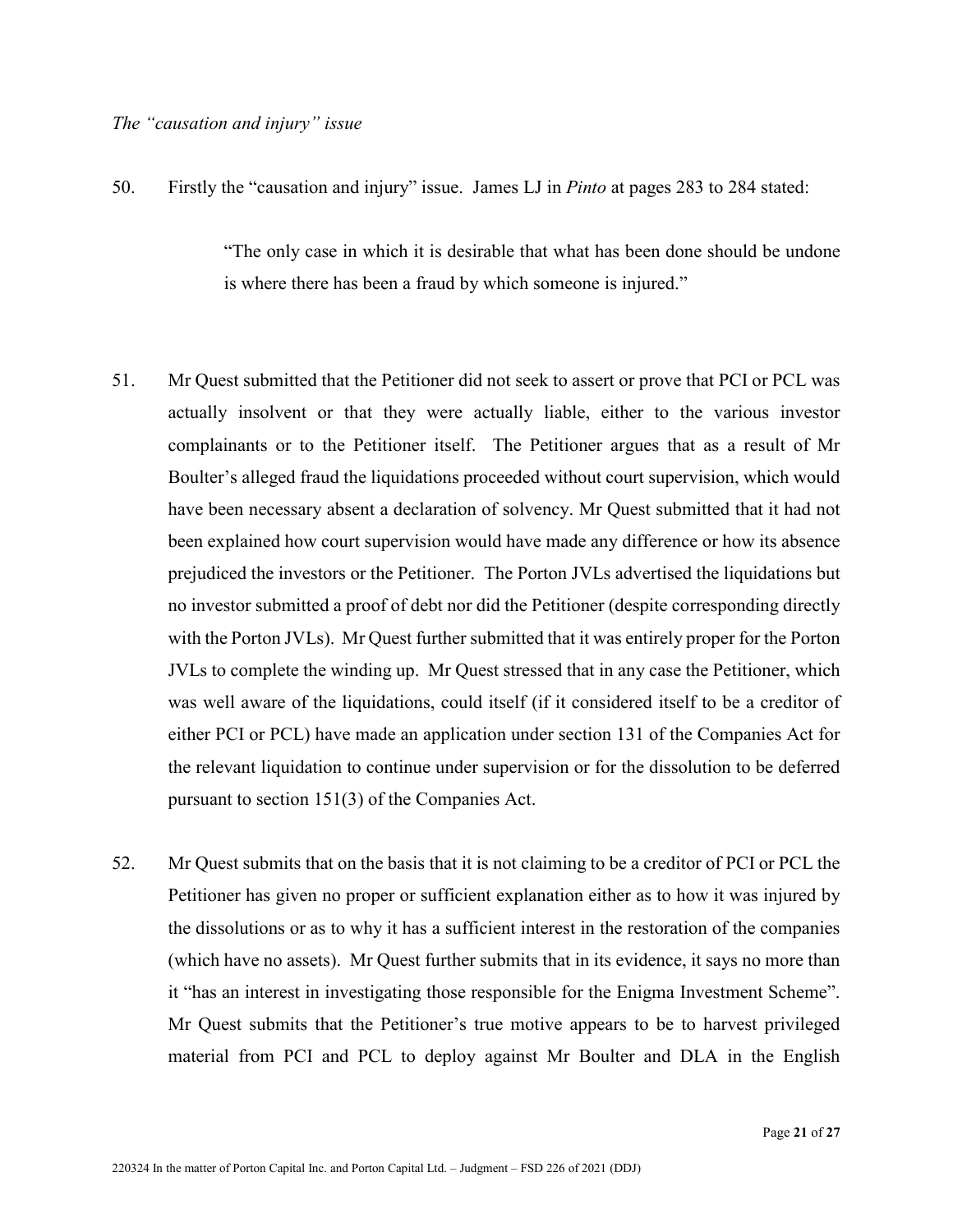*The "causation and injury" issue*

50. Firstly the "causation and injury" issue. James LJ in *Pinto* at pages 283 to 284 stated:

> "The only case in which it is desirable that what has been done should be undone is where there has been a fraud by which someone is injured."

51. Mr Quest submitted that the Petitioner did not seek to assert or prove that PCI or PCL was actually insolvent or that they were actually liable, either to the various investor complainants or to the Petitioner itself. The Petitioner argues that as a result of Mr Boulter's alleged fraud the liquidations proceeded without court supervision, which would have been necessary absent a declaration of solvency. Mr Quest submitted that it had not been explained how court supervision would have made any difference or how its absence prejudiced the investors or the Petitioner. The Porton JVLs advertised the liquidations but no investor submitted a proof of debt nor did the Petitioner (despite corresponding directly with the Porton JVLs). Mr Quest further submitted that it was entirely proper for the Porton JVLs to complete the winding up. Mr Quest stressed that in any case the Petitioner, which was well aware of the liquidations, could itself (if it considered itself to be a creditor of either PCI or PCL) have made an application under section 131 of the Companies Act for the relevant liquidation to continue under supervision or for the dissolution to be deferred pursuant to section 151(3) of the Companies Act.

52. Mr Quest submits that on the basis that it is not claiming to be a creditor of PCI or PCL the Petitioner has given no proper or sufficient explanation either as to how it was injured by the dissolutions or as to why it has a sufficient interest in the restoration of the companies (which have no assets). Mr Quest further submits that in its evidence, it says no more than it "has an interest in investigating those responsible for the Enigma Investment Scheme". Mr Quest submits that the Petitioner's true motive appears to be to harvest privileged material from PCI and PCL to deploy against Mr Boulter and DLA in the English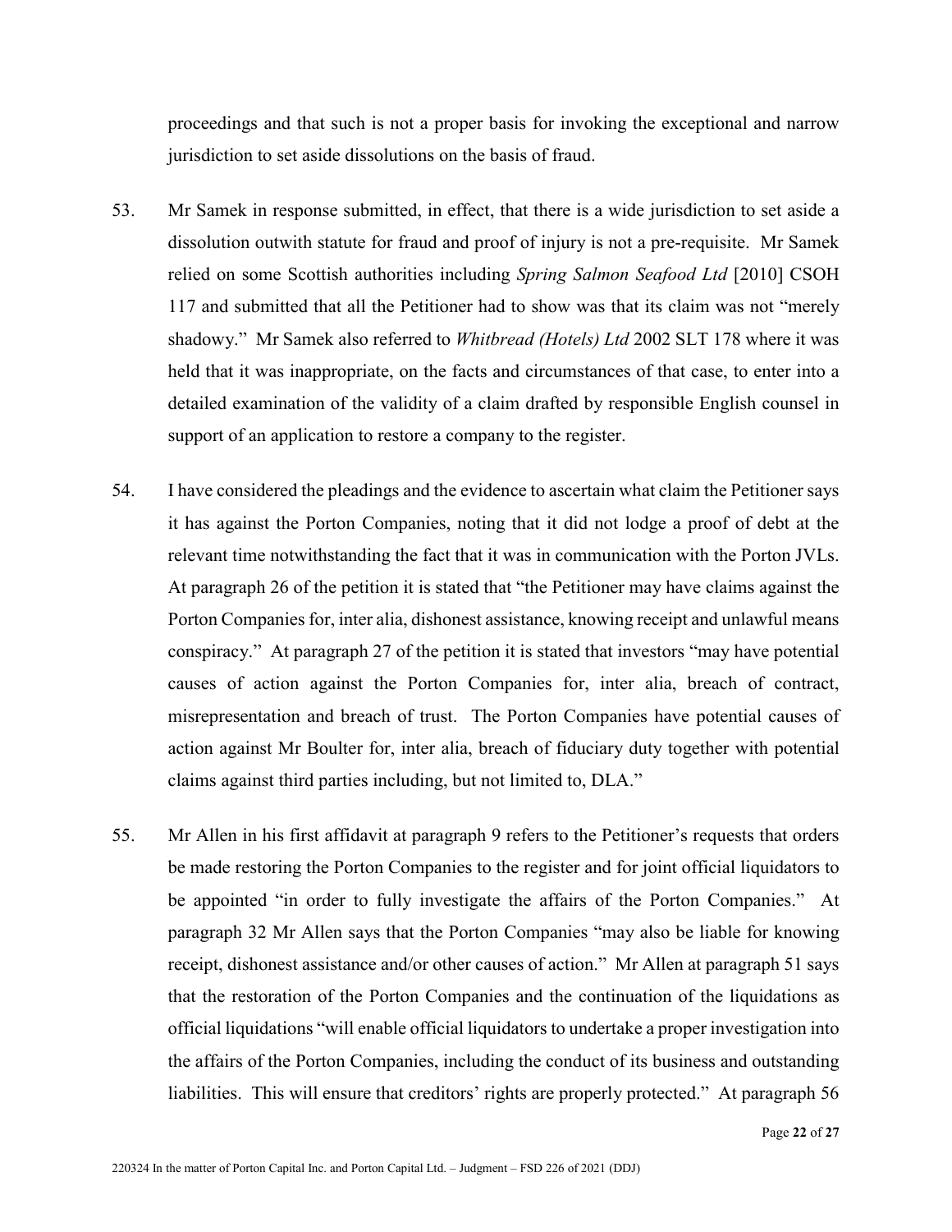proceedings and that such is not a proper basis for invoking the exceptional and narrow jurisdiction to set aside dissolutions on the basis of fraud.

53. Mr Samek in response submitted, in effect, that there is a wide jurisdiction to set aside a dissolution outwith statute for fraud and proof of injury is not a pre-requisite. Mr Samek relied on some Scottish authorities including *Spring Salmon Seafood Ltd* [2010] CSOH 117 and submitted that all the Petitioner had to show was that its claim was not "merely shadowy." Mr Samek also referred to *Whitbread (Hotels) Ltd* 2002 SLT 178 where it was held that it was inappropriate, on the facts and circumstances of that case, to enter into a detailed examination of the validity of a claim drafted by responsible English counsel in support of an application to restore a company to the register.

54. I have considered the pleadings and the evidence to ascertain what claim the Petitioner says it has against the Porton Companies, noting that it did not lodge a proof of debt at the relevant time notwithstanding the fact that it was in communication with the Porton JVLs. At paragraph 26 of the petition it is stated that "the Petitioner may have claims against the Porton Companies for, inter alia, dishonest assistance, knowing receipt and unlawful means conspiracy." At paragraph 27 of the petition it is stated that investors "may have potential causes of action against the Porton Companies for, inter alia, breach of contract, misrepresentation and breach of trust. The Porton Companies have potential causes of action against Mr Boulter for, inter alia, breach of fiduciary duty together with potential claims against third parties including, but not limited to, DLA."

55. Mr Allen in his first affidavit at paragraph 9 refers to the Petitioner's requests that orders be made restoring the Porton Companies to the register and for joint official liquidators to be appointed "in order to fully investigate the affairs of the Porton Companies." At paragraph 32 Mr Allen says that the Porton Companies "may also be liable for knowing receipt, dishonest assistance and/or other causes of action." Mr Allen at paragraph 51 says that the restoration of the Porton Companies and the continuation of the liquidations as official liquidations "will enable official liquidators to undertake a proper investigation into the affairs of the Porton Companies, including the conduct of its business and outstanding liabilities. This will ensure that creditors' rights are properly protected." At paragraph 56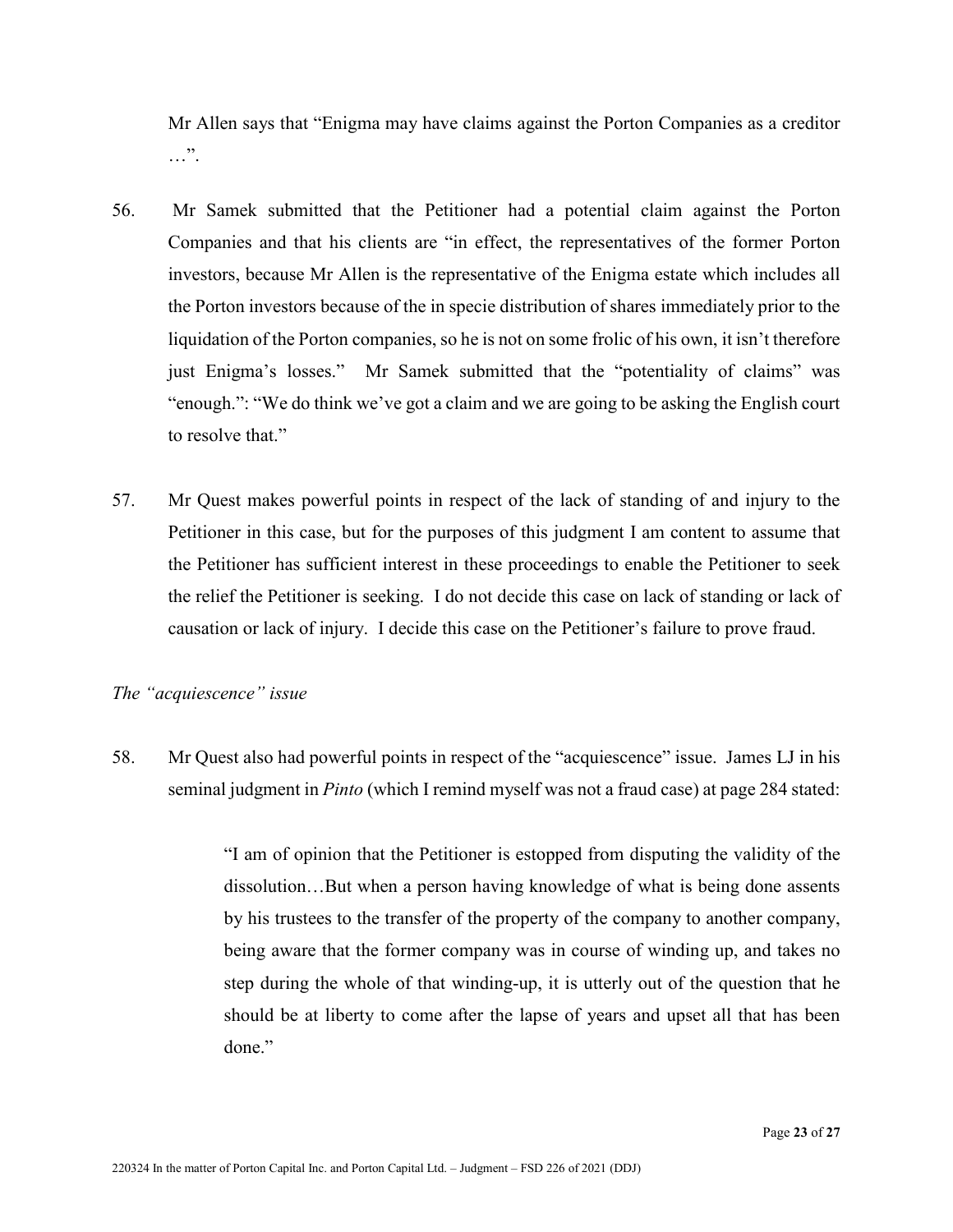Mr Allen says that "Enigma may have claims against the Porton Companies as a creditor …".

56. Mr Samek submitted that the Petitioner had a potential claim against the Porton Companies and that his clients are "in effect, the representatives of the former Porton investors, because Mr Allen is the representative of the Enigma estate which includes all the Porton investors because of the in specie distribution of shares immediately prior to the liquidation of the Porton companies, so he is not on some frolic of his own, it isn't therefore just Enigma's losses." Mr Samek submitted that the "potentiality of claims" was "enough.": "We do think we've got a claim and we are going to be asking the English court to resolve that."

57. Mr Quest makes powerful points in respect of the lack of standing of and injury to the Petitioner in this case, but for the purposes of this judgment I am content to assume that the Petitioner has sufficient interest in these proceedings to enable the Petitioner to seek the relief the Petitioner is seeking. I do not decide this case on lack of standing or lack of causation or lack of injury. I decide this case on the Petitioner's failure to prove fraud.

*The "acquiescence" issue*

58. Mr Quest also had powerful points in respect of the "acquiescence" issue. James LJ in his seminal judgment in *Pinto* (which I remind myself was not a fraud case) at page 284 stated:

> "I am of opinion that the Petitioner is estopped from disputing the validity of the dissolution…But when a person having knowledge of what is being done assents by his trustees to the transfer of the property of the company to another company, being aware that the former company was in course of winding up, and takes no step during the whole of that winding-up, it is utterly out of the question that he should be at liberty to come after the lapse of years and upset all that has been done."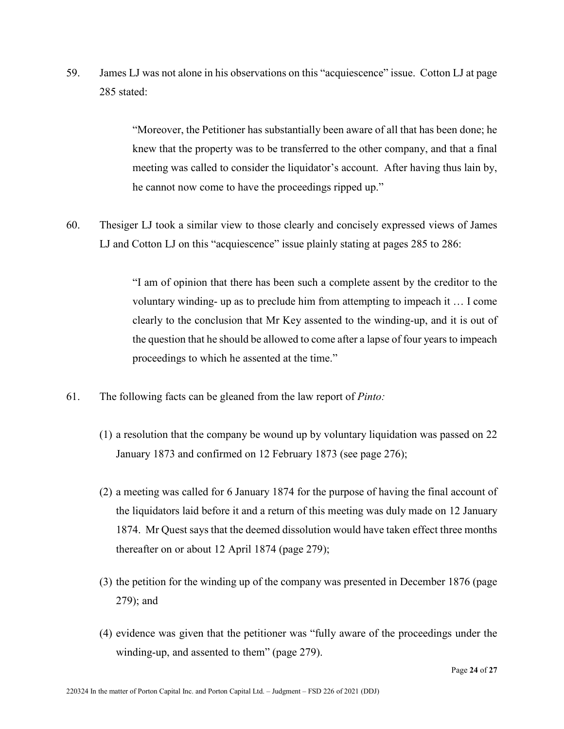59. James LJ was not alone in his observations on this "acquiescence" issue. Cotton LJ at page 285 stated:

> "Moreover, the Petitioner has substantially been aware of all that has been done; he knew that the property was to be transferred to the other company, and that a final meeting was called to consider the liquidator's account. After having thus lain by, he cannot now come to have the proceedings ripped up."

60. Thesiger LJ took a similar view to those clearly and concisely expressed views of James LJ and Cotton LJ on this "acquiescence" issue plainly stating at pages 285 to 286:

> "I am of opinion that there has been such a complete assent by the creditor to the voluntary winding- up as to preclude him from attempting to impeach it … I come clearly to the conclusion that Mr Key assented to the winding-up, and it is out of the question that he should be allowed to come after a lapse of four years to impeach proceedings to which he assented at the time."

61. The following facts can be gleaned from the law report of *Pinto:*

(1) a resolution that the company be wound up by voluntary liquidation was passed on 22 January 1873 and confirmed on 12 February 1873 (see page 276);

(2) a meeting was called for 6 January 1874 for the purpose of having the final account of the liquidators laid before it and a return of this meeting was duly made on 12 January 1874. Mr Quest says that the deemed dissolution would have taken effect three months thereafter on or about 12 April 1874 (page 279);

(3) the petition for the winding up of the company was presented in December 1876 (page 279); and

(4) evidence was given that the petitioner was "fully aware of the proceedings under the winding-up, and assented to them" (page 279).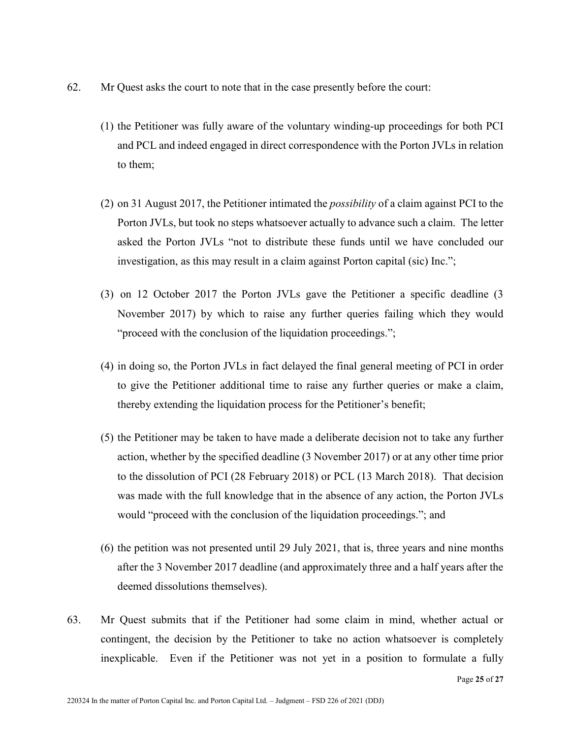62. Mr Quest asks the court to note that in the case presently before the court:

    (1) the Petitioner was fully aware of the voluntary winding-up proceedings for both PCI and PCL and indeed engaged in direct correspondence with the Porton JVLs in relation to them;

    (2) on 31 August 2017, the Petitioner intimated the *possibility* of a claim against PCI to the Porton JVLs, but took no steps whatsoever actually to advance such a claim. The letter asked the Porton JVLs "not to distribute these funds until we have concluded our investigation, as this may result in a claim against Porton capital (sic) Inc.";

    (3) on 12 October 2017 the Porton JVLs gave the Petitioner a specific deadline (3 November 2017) by which to raise any further queries failing which they would "proceed with the conclusion of the liquidation proceedings.";

    (4) in doing so, the Porton JVLs in fact delayed the final general meeting of PCI in order to give the Petitioner additional time to raise any further queries or make a claim, thereby extending the liquidation process for the Petitioner's benefit;

    (5) the Petitioner may be taken to have made a deliberate decision not to take any further action, whether by the specified deadline (3 November 2017) or at any other time prior to the dissolution of PCI (28 February 2018) or PCL (13 March 2018). That decision was made with the full knowledge that in the absence of any action, the Porton JVLs would "proceed with the conclusion of the liquidation proceedings."; and

    (6) the petition was not presented until 29 July 2021, that is, three years and nine months after the 3 November 2017 deadline (and approximately three and a half years after the deemed dissolutions themselves).

63. Mr Quest submits that if the Petitioner had some claim in mind, whether actual or contingent, the decision by the Petitioner to take no action whatsoever is completely inexplicable. Even if the Petitioner was not yet in a position to formulate a fully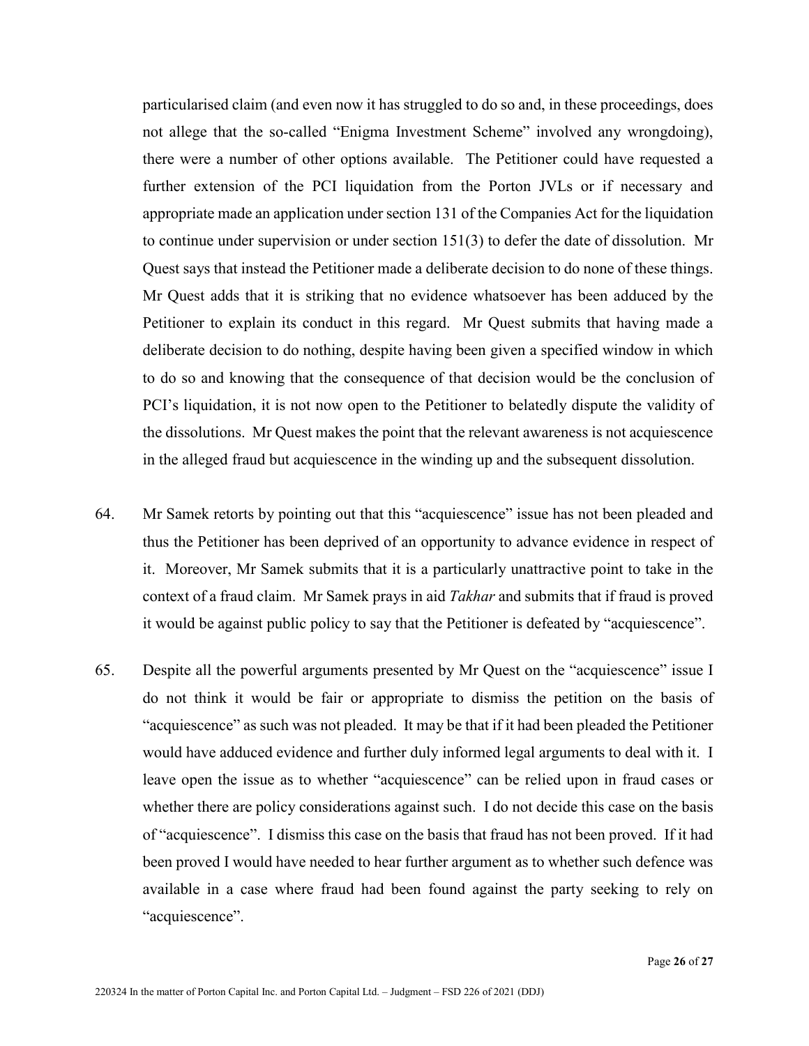particularised claim (and even now it has struggled to do so and, in these proceedings, does not allege that the so-called "Enigma Investment Scheme" involved any wrongdoing), there were a number of other options available. The Petitioner could have requested a further extension of the PCI liquidation from the Porton JVLs or if necessary and appropriate made an application under section 131 of the Companies Act for the liquidation to continue under supervision or under section 151(3) to defer the date of dissolution. Mr Quest says that instead the Petitioner made a deliberate decision to do none of these things. Mr Quest adds that it is striking that no evidence whatsoever has been adduced by the Petitioner to explain its conduct in this regard. Mr Quest submits that having made a deliberate decision to do nothing, despite having been given a specified window in which to do so and knowing that the consequence of that decision would be the conclusion of PCI's liquidation, it is not now open to the Petitioner to belatedly dispute the validity of the dissolutions. Mr Quest makes the point that the relevant awareness is not acquiescence in the alleged fraud but acquiescence in the winding up and the subsequent dissolution.

64. Mr Samek retorts by pointing out that this "acquiescence" issue has not been pleaded and thus the Petitioner has been deprived of an opportunity to advance evidence in respect of it. Moreover, Mr Samek submits that it is a particularly unattractive point to take in the context of a fraud claim. Mr Samek prays in aid *Takhar* and submits that if fraud is proved it would be against public policy to say that the Petitioner is defeated by "acquiescence".

65. Despite all the powerful arguments presented by Mr Quest on the "acquiescence" issue I do not think it would be fair or appropriate to dismiss the petition on the basis of "acquiescence" as such was not pleaded. It may be that if it had been pleaded the Petitioner would have adduced evidence and further duly informed legal arguments to deal with it. I leave open the issue as to whether "acquiescence" can be relied upon in fraud cases or whether there are policy considerations against such. I do not decide this case on the basis of "acquiescence". I dismiss this case on the basis that fraud has not been proved. If it had been proved I would have needed to hear further argument as to whether such defence was available in a case where fraud had been found against the party seeking to rely on "acquiescence".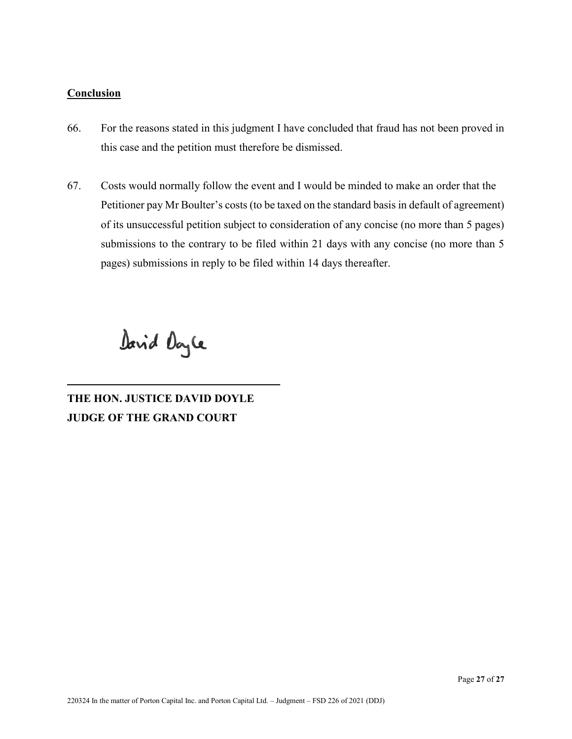**Conclusion**

66. For the reasons stated in this judgment I have concluded that fraud has not been proved in this case and the petition must therefore be dismissed.

67. Costs would normally follow the event and I would be minded to make an order that the Petitioner pay Mr Boulter's costs (to be taxed on the standard basis in default of agreement) of its unsuccessful petition subject to consideration of any concise (no more than 5 pages) submissions to the contrary to be filed within 21 days with any concise (no more than 5 pages) submissions in reply to be filed within 14 days thereafter.

David Doyle

**THE HON. JUSTICE DAVID DOYLE**
**JUDGE OF THE GRAND COURT**